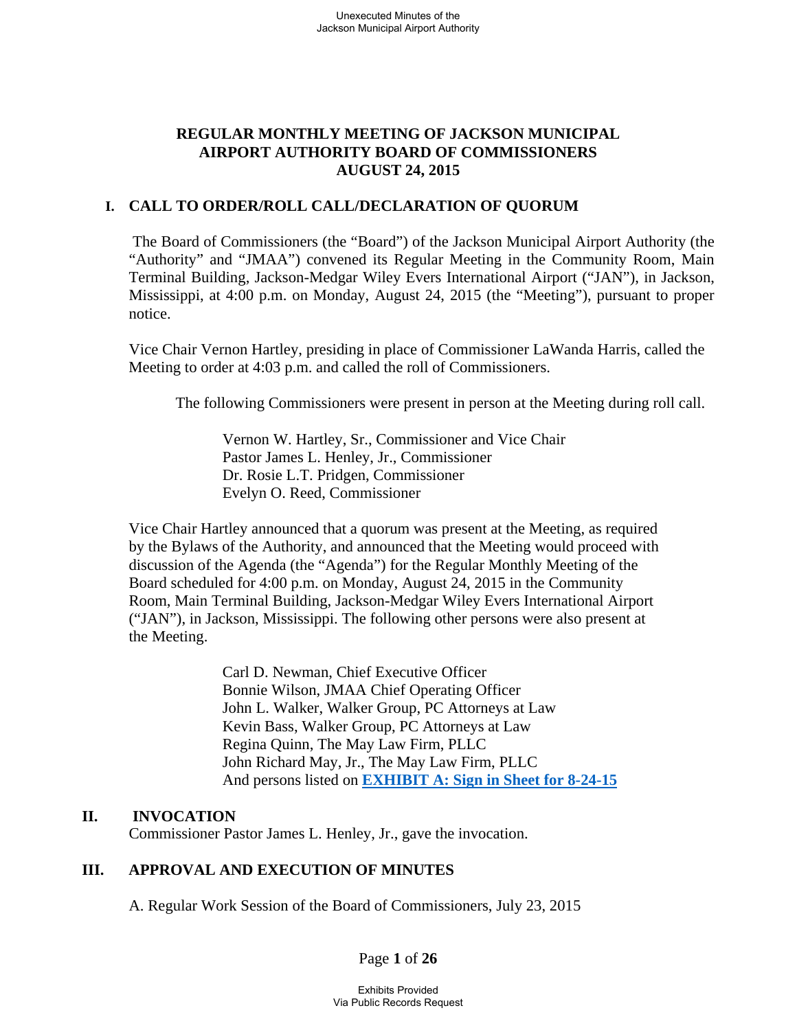# REGULAR MONTHLY MEETING OF JACKSON MUNICIPAL AIRPORT AUTHORITY BOARD OF COMMISSIONERS AUGUST 24, 2015

## I. CALL TO ORDER/ROLL CALL/DECLARATION OF QUORUM

The Board of Commissioners (the "Board") of the Jackson Municipal Airport Authority (the "Authority" and "JMAA") convened its Regular Meeting in the Community Room, Main Terminal Building, Jackson-Medgar Wiley Evers International Airport ("JAN"), in Jackson, Mississippi, at 4:00 p.m. on Monday, August 24, 2015 (the "Meeting"), pursuant to proper notice.

Vice Chair Vernon Hartley, presiding in place of Commissioner LaWanda Harris, called the Meeting to order at 4:03 p.m. and called the roll of Commissioners.

The following Commissioners were present in person at the Meeting during roll call.

Vernon W. Hartley, Sr., Commissioner and Vice Chair
Pastor James L. Henley, Jr., Commissioner
Dr. Rosie L.T. Pridgen, Commissioner
Evelyn O. Reed, Commissioner

Vice Chair Hartley announced that a quorum was present at the Meeting, as required by the Bylaws of the Authority, and announced that the Meeting would proceed with discussion of the Agenda (the "Agenda") for the Regular Monthly Meeting of the Board scheduled for 4:00 p.m. on Monday, August 24, 2015 in the Community Room, Main Terminal Building, Jackson-Medgar Wiley Evers International Airport ("JAN"), in Jackson, Mississippi. The following other persons were also present at the Meeting.

Carl D. Newman, Chief Executive Officer
Bonnie Wilson, JMAA Chief Operating Officer
John L. Walker, Walker Group, PC Attorneys at Law
Kevin Bass, Walker Group, PC Attorneys at Law
Regina Quinn, The May Law Firm, PLLC
John Richard May, Jr., The May Law Firm, PLLC
And persons listed on **EXHIBIT A: Sign in Sheet for 8-24-15**

## II. INVOCATION

Commissioner Pastor James L. Henley, Jr., gave the invocation.

## III. APPROVAL AND EXECUTION OF MINUTES

A. Regular Work Session of the Board of Commissioners, July 23, 2015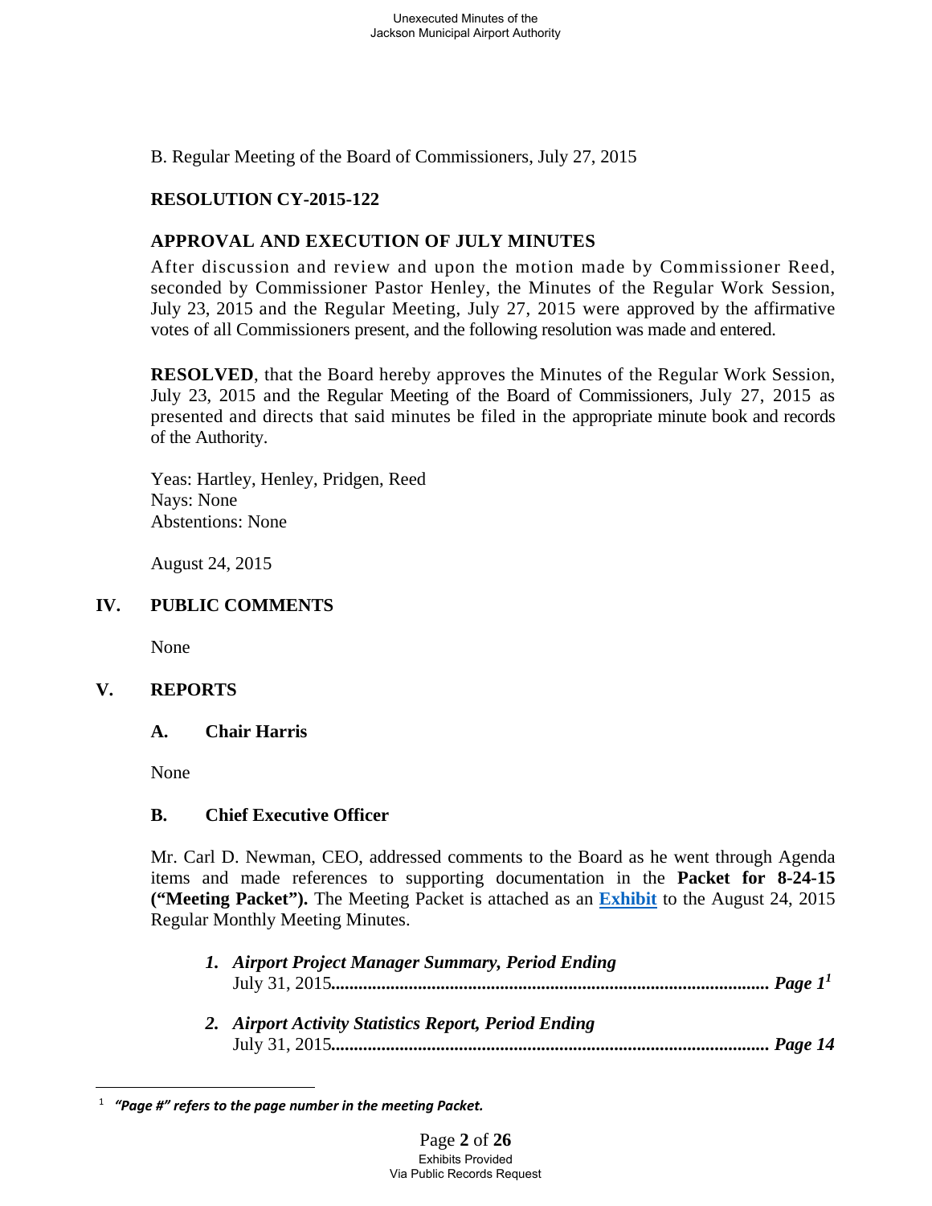B. Regular Meeting of the Board of Commissioners, July 27, 2015

**RESOLUTION CY-2015-122**

**APPROVAL AND EXECUTION OF JULY MINUTES**

After discussion and review and upon the motion made by Commissioner Reed, seconded by Commissioner Pastor Henley, the Minutes of the Regular Work Session, July 23, 2015 and the Regular Meeting, July 27, 2015 were approved by the affirmative votes of all Commissioners present, and the following resolution was made and entered.

**RESOLVED**, that the Board hereby approves the Minutes of the Regular Work Session, July 23, 2015 and the Regular Meeting of the Board of Commissioners, July 27, 2015 as presented and directs that said minutes be filed in the appropriate minute book and records of the Authority.

Yeas: Hartley, Henley, Pridgen, Reed
Nays: None
Abstentions: None

August 24, 2015

## IV. PUBLIC COMMENTS

None

## V. REPORTS

### A. Chair Harris

None

### B. Chief Executive Officer

Mr. Carl D. Newman, CEO, addressed comments to the Board as he went through Agenda items and made references to supporting documentation in the **Packet for 8-24-15 ("Meeting Packet").** The Meeting Packet is attached as an **Exhibit** to the August 24, 2015 Regular Monthly Meeting Minutes.

1. ***Airport Project Manager Summary, Period Ending*** July 31, 2015**.............................................................................................. *Page 1*** [1]

2. ***Airport Activity Statistics Report, Period Ending*** July 31, 2015**.............................................................................................. *Page 14***

---

[1] ***"Page #" refers to the page number in the meeting Packet.***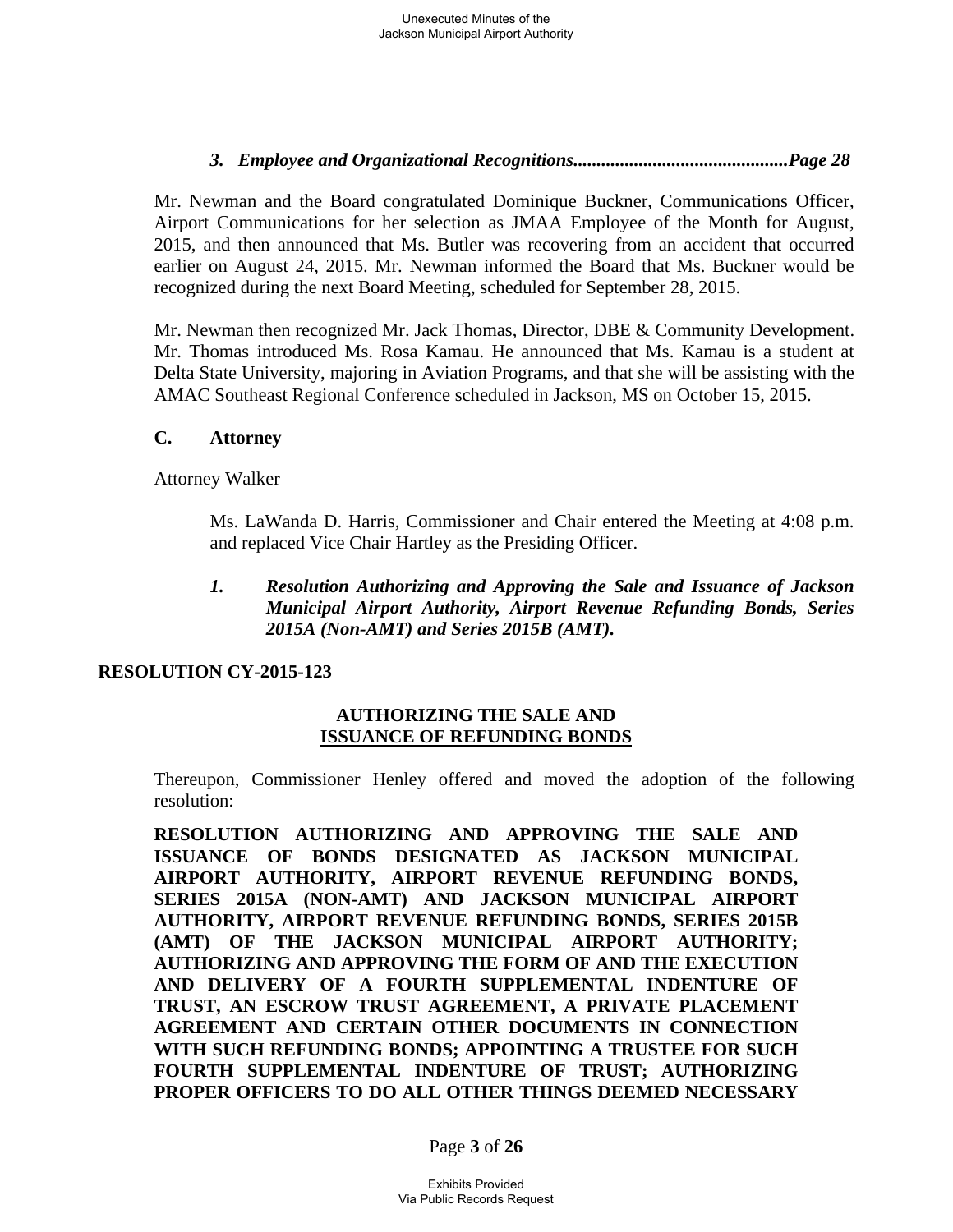### *3. Employee and Organizational Recognitions............................................Page 28*

Mr. Newman and the Board congratulated Dominique Buckner, Communications Officer, Airport Communications for her selection as JMAA Employee of the Month for August, 2015, and then announced that Ms. Butler was recovering from an accident that occurred earlier on August 24, 2015. Mr. Newman informed the Board that Ms. Buckner would be recognized during the next Board Meeting, scheduled for September 28, 2015.

Mr. Newman then recognized Mr. Jack Thomas, Director, DBE & Community Development. Mr. Thomas introduced Ms. Rosa Kamau. He announced that Ms. Kamau is a student at Delta State University, majoring in Aviation Programs, and that she will be assisting with the AMAC Southeast Regional Conference scheduled in Jackson, MS on October 15, 2015.

## C. Attorney

Attorney Walker

Ms. LaWanda D. Harris, Commissioner and Chair entered the Meeting at 4:08 p.m. and replaced Vice Chair Hartley as the Presiding Officer.

***1. Resolution Authorizing and Approving the Sale and Issuance of Jackson Municipal Airport Authority, Airport Revenue Refunding Bonds, Series 2015A (Non-AMT) and Series 2015B (AMT).***

## RESOLUTION CY-2015-123

**AUTHORIZING THE SALE AND**
**ISSUANCE OF REFUNDING BONDS**

Thereupon, Commissioner Henley offered and moved the adoption of the following resolution:

**RESOLUTION AUTHORIZING AND APPROVING THE SALE AND ISSUANCE OF BONDS DESIGNATED AS JACKSON MUNICIPAL AIRPORT AUTHORITY, AIRPORT REVENUE REFUNDING BONDS, SERIES 2015A (NON-AMT) AND JACKSON MUNICIPAL AIRPORT AUTHORITY, AIRPORT REVENUE REFUNDING BONDS, SERIES 2015B (AMT) OF THE JACKSON MUNICIPAL AIRPORT AUTHORITY; AUTHORIZING AND APPROVING THE FORM OF AND THE EXECUTION AND DELIVERY OF A FOURTH SUPPLEMENTAL INDENTURE OF TRUST, AN ESCROW TRUST AGREEMENT, A PRIVATE PLACEMENT AGREEMENT AND CERTAIN OTHER DOCUMENTS IN CONNECTION WITH SUCH REFUNDING BONDS; APPOINTING A TRUSTEE FOR SUCH FOURTH SUPPLEMENTAL INDENTURE OF TRUST; AUTHORIZING PROPER OFFICERS TO DO ALL OTHER THINGS DEEMED NECESSARY**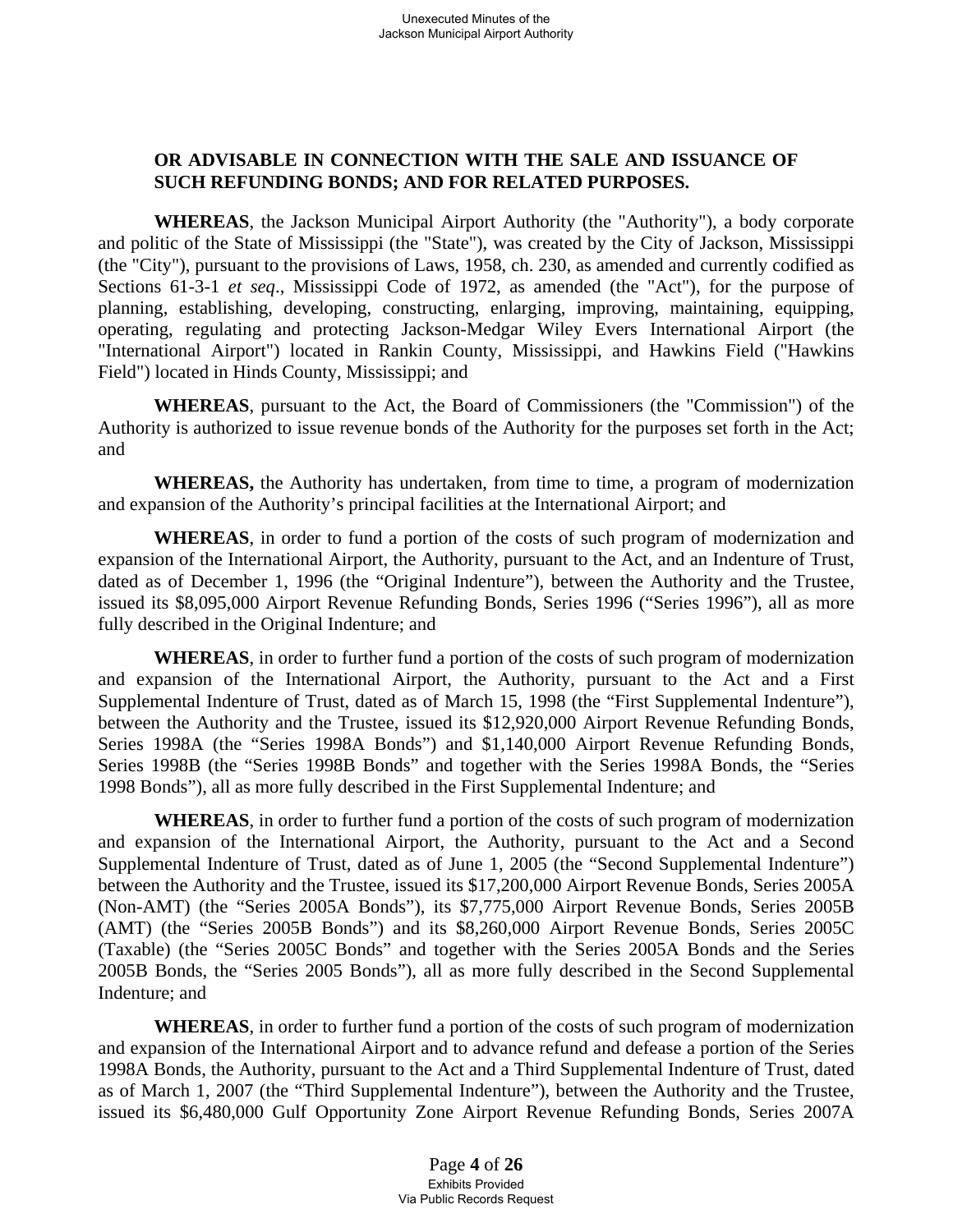**OR ADVISABLE IN CONNECTION WITH THE SALE AND ISSUANCE OF SUCH REFUNDING BONDS; AND FOR RELATED PURPOSES.**

**WHEREAS**, the Jackson Municipal Airport Authority (the "Authority"), a body corporate and politic of the State of Mississippi (the "State"), was created by the City of Jackson, Mississippi (the "City"), pursuant to the provisions of Laws, 1958, ch. 230, as amended and currently codified as Sections 61-3-1 *et seq*., Mississippi Code of 1972, as amended (the "Act"), for the purpose of planning, establishing, developing, constructing, enlarging, improving, maintaining, equipping, operating, regulating and protecting Jackson-Medgar Wiley Evers International Airport (the "International Airport") located in Rankin County, Mississippi, and Hawkins Field ("Hawkins Field") located in Hinds County, Mississippi; and

**WHEREAS**, pursuant to the Act, the Board of Commissioners (the "Commission") of the Authority is authorized to issue revenue bonds of the Authority for the purposes set forth in the Act; and

**WHEREAS,** the Authority has undertaken, from time to time, a program of modernization and expansion of the Authority's principal facilities at the International Airport; and

**WHEREAS**, in order to fund a portion of the costs of such program of modernization and expansion of the International Airport, the Authority, pursuant to the Act, and an Indenture of Trust, dated as of December 1, 1996 (the "Original Indenture"), between the Authority and the Trustee, issued its $8,095,000 Airport Revenue Refunding Bonds, Series 1996 ("Series 1996"), all as more fully described in the Original Indenture; and

**WHEREAS**, in order to further fund a portion of the costs of such program of modernization and expansion of the International Airport, the Authority, pursuant to the Act and a First Supplemental Indenture of Trust, dated as of March 15, 1998 (the "First Supplemental Indenture"), between the Authority and the Trustee, issued its $12,920,000 Airport Revenue Refunding Bonds, Series 1998A (the "Series 1998A Bonds") and $1,140,000 Airport Revenue Refunding Bonds, Series 1998B (the "Series 1998B Bonds" and together with the Series 1998A Bonds, the "Series 1998 Bonds"), all as more fully described in the First Supplemental Indenture; and

**WHEREAS**, in order to further fund a portion of the costs of such program of modernization and expansion of the International Airport, the Authority, pursuant to the Act and a Second Supplemental Indenture of Trust, dated as of June 1, 2005 (the "Second Supplemental Indenture") between the Authority and the Trustee, issued its $17,200,000 Airport Revenue Bonds, Series 2005A (Non-AMT) (the "Series 2005A Bonds"), its $7,775,000 Airport Revenue Bonds, Series 2005B (AMT) (the "Series 2005B Bonds") and its $8,260,000 Airport Revenue Bonds, Series 2005C (Taxable) (the "Series 2005C Bonds" and together with the Series 2005A Bonds and the Series 2005B Bonds, the "Series 2005 Bonds"), all as more fully described in the Second Supplemental Indenture; and

**WHEREAS**, in order to further fund a portion of the costs of such program of modernization and expansion of the International Airport and to advance refund and defease a portion of the Series 1998A Bonds, the Authority, pursuant to the Act and a Third Supplemental Indenture of Trust, dated as of March 1, 2007 (the "Third Supplemental Indenture"), between the Authority and the Trustee, issued its $6,480,000 Gulf Opportunity Zone Airport Revenue Refunding Bonds, Series 2007A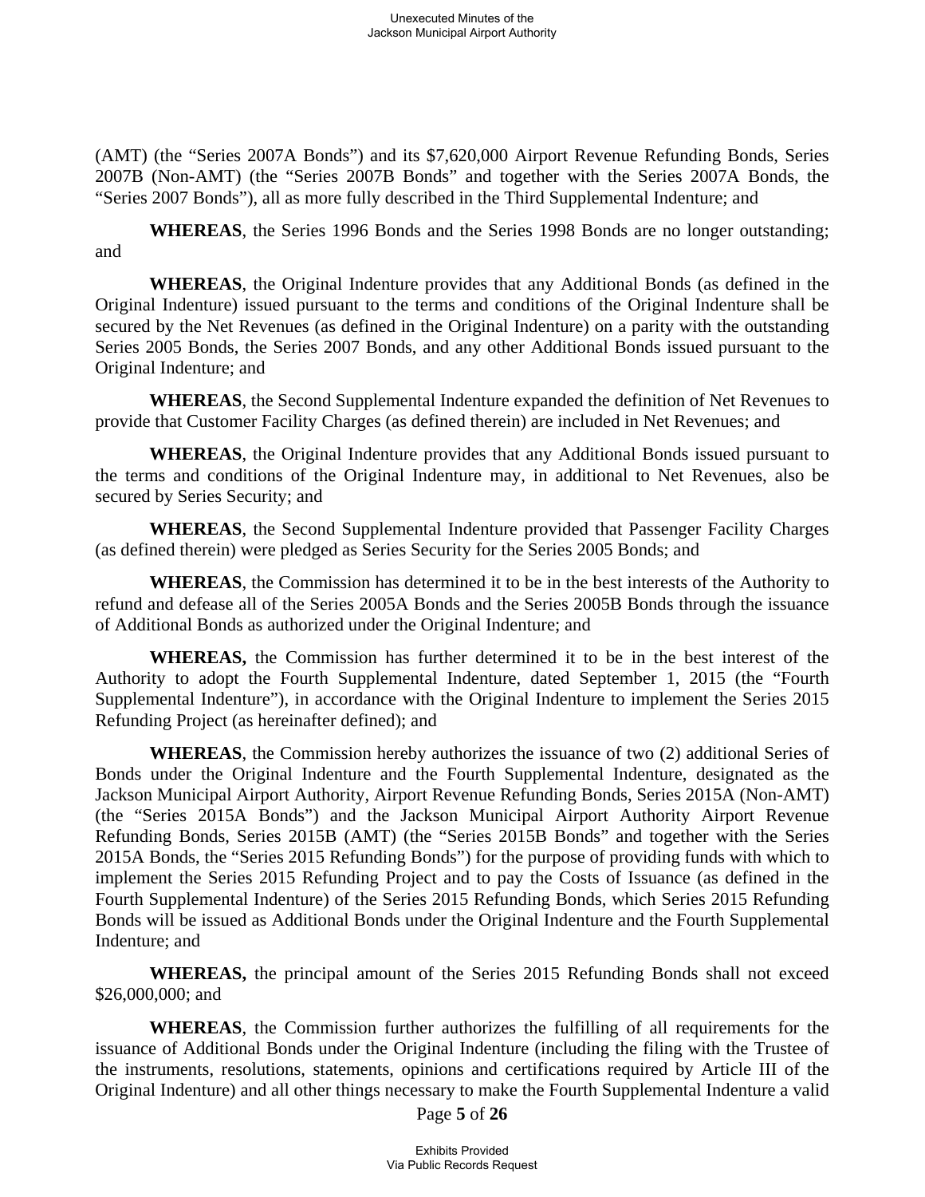(AMT) (the "Series 2007A Bonds") and its $7,620,000 Airport Revenue Refunding Bonds, Series 2007B (Non-AMT) (the "Series 2007B Bonds" and together with the Series 2007A Bonds, the "Series 2007 Bonds"), all as more fully described in the Third Supplemental Indenture; and

**WHEREAS**, the Series 1996 Bonds and the Series 1998 Bonds are no longer outstanding; and

**WHEREAS**, the Original Indenture provides that any Additional Bonds (as defined in the Original Indenture) issued pursuant to the terms and conditions of the Original Indenture shall be secured by the Net Revenues (as defined in the Original Indenture) on a parity with the outstanding Series 2005 Bonds, the Series 2007 Bonds, and any other Additional Bonds issued pursuant to the Original Indenture; and

**WHEREAS**, the Second Supplemental Indenture expanded the definition of Net Revenues to provide that Customer Facility Charges (as defined therein) are included in Net Revenues; and

**WHEREAS**, the Original Indenture provides that any Additional Bonds issued pursuant to the terms and conditions of the Original Indenture may, in additional to Net Revenues, also be secured by Series Security; and

**WHEREAS**, the Second Supplemental Indenture provided that Passenger Facility Charges (as defined therein) were pledged as Series Security for the Series 2005 Bonds; and

**WHEREAS**, the Commission has determined it to be in the best interests of the Authority to refund and defease all of the Series 2005A Bonds and the Series 2005B Bonds through the issuance of Additional Bonds as authorized under the Original Indenture; and

**WHEREAS,** the Commission has further determined it to be in the best interest of the Authority to adopt the Fourth Supplemental Indenture, dated September 1, 2015 (the "Fourth Supplemental Indenture"), in accordance with the Original Indenture to implement the Series 2015 Refunding Project (as hereinafter defined); and

**WHEREAS**, the Commission hereby authorizes the issuance of two (2) additional Series of Bonds under the Original Indenture and the Fourth Supplemental Indenture, designated as the Jackson Municipal Airport Authority, Airport Revenue Refunding Bonds, Series 2015A (Non-AMT) (the "Series 2015A Bonds") and the Jackson Municipal Airport Authority Airport Revenue Refunding Bonds, Series 2015B (AMT) (the "Series 2015B Bonds" and together with the Series 2015A Bonds, the "Series 2015 Refunding Bonds") for the purpose of providing funds with which to implement the Series 2015 Refunding Project and to pay the Costs of Issuance (as defined in the Fourth Supplemental Indenture) of the Series 2015 Refunding Bonds, which Series 2015 Refunding Bonds will be issued as Additional Bonds under the Original Indenture and the Fourth Supplemental Indenture; and

**WHEREAS,** the principal amount of the Series 2015 Refunding Bonds shall not exceed $26,000,000; and

**WHEREAS**, the Commission further authorizes the fulfilling of all requirements for the issuance of Additional Bonds under the Original Indenture (including the filing with the Trustee of the instruments, resolutions, statements, opinions and certifications required by Article III of the Original Indenture) and all other things necessary to make the Fourth Supplemental Indenture a valid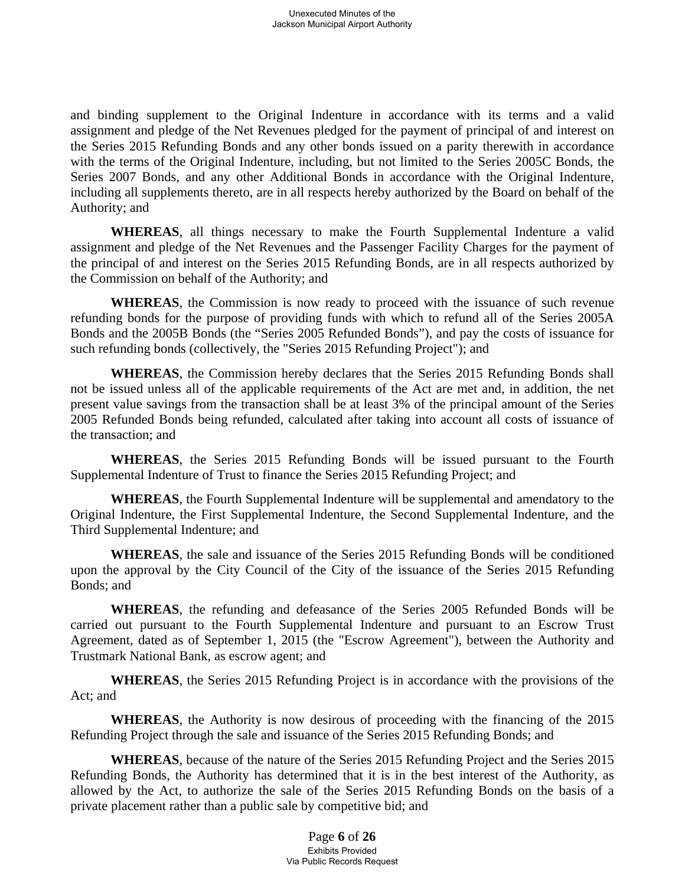and binding supplement to the Original Indenture in accordance with its terms and a valid assignment and pledge of the Net Revenues pledged for the payment of principal of and interest on the Series 2015 Refunding Bonds and any other bonds issued on a parity therewith in accordance with the terms of the Original Indenture, including, but not limited to the Series 2005C Bonds, the Series 2007 Bonds, and any other Additional Bonds in accordance with the Original Indenture, including all supplements thereto, are in all respects hereby authorized by the Board on behalf of the Authority; and

**WHEREAS**, all things necessary to make the Fourth Supplemental Indenture a valid assignment and pledge of the Net Revenues and the Passenger Facility Charges for the payment of the principal of and interest on the Series 2015 Refunding Bonds, are in all respects authorized by the Commission on behalf of the Authority; and

**WHEREAS**, the Commission is now ready to proceed with the issuance of such revenue refunding bonds for the purpose of providing funds with which to refund all of the Series 2005A Bonds and the 2005B Bonds (the "Series 2005 Refunded Bonds"), and pay the costs of issuance for such refunding bonds (collectively, the "Series 2015 Refunding Project"); and

**WHEREAS**, the Commission hereby declares that the Series 2015 Refunding Bonds shall not be issued unless all of the applicable requirements of the Act are met and, in addition, the net present value savings from the transaction shall be at least 3% of the principal amount of the Series 2005 Refunded Bonds being refunded, calculated after taking into account all costs of issuance of the transaction; and

**WHEREAS**, the Series 2015 Refunding Bonds will be issued pursuant to the Fourth Supplemental Indenture of Trust to finance the Series 2015 Refunding Project; and

**WHEREAS**, the Fourth Supplemental Indenture will be supplemental and amendatory to the Original Indenture, the First Supplemental Indenture, the Second Supplemental Indenture, and the Third Supplemental Indenture; and

**WHEREAS**, the sale and issuance of the Series 2015 Refunding Bonds will be conditioned upon the approval by the City Council of the City of the issuance of the Series 2015 Refunding Bonds; and

**WHEREAS**, the refunding and defeasance of the Series 2005 Refunded Bonds will be carried out pursuant to the Fourth Supplemental Indenture and pursuant to an Escrow Trust Agreement, dated as of September 1, 2015 (the "Escrow Agreement"), between the Authority and Trustmark National Bank, as escrow agent; and

**WHEREAS**, the Series 2015 Refunding Project is in accordance with the provisions of the Act; and

**WHEREAS**, the Authority is now desirous of proceeding with the financing of the 2015 Refunding Project through the sale and issuance of the Series 2015 Refunding Bonds; and

**WHEREAS**, because of the nature of the Series 2015 Refunding Project and the Series 2015 Refunding Bonds, the Authority has determined that it is in the best interest of the Authority, as allowed by the Act, to authorize the sale of the Series 2015 Refunding Bonds on the basis of a private placement rather than a public sale by competitive bid; and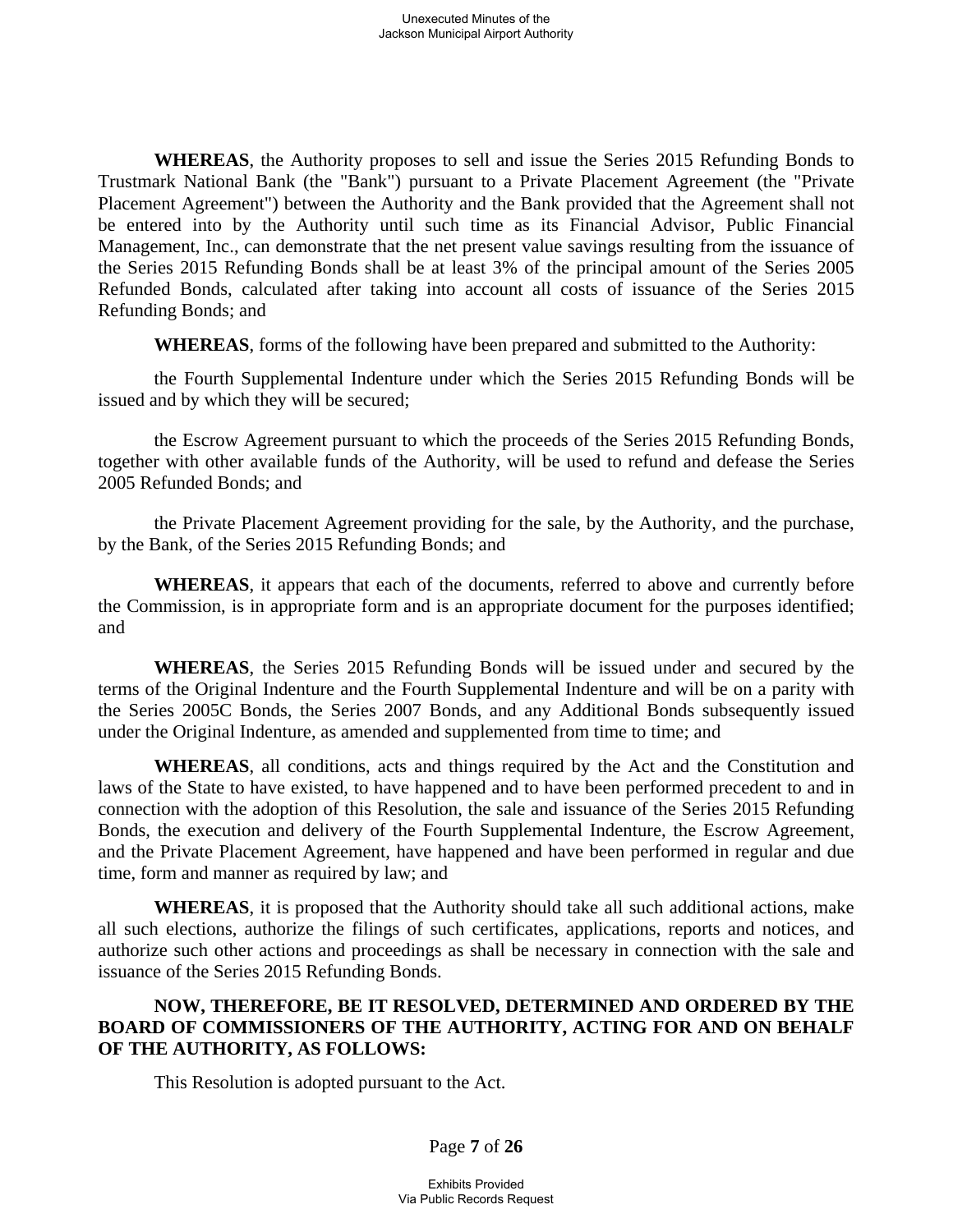**WHEREAS**, the Authority proposes to sell and issue the Series 2015 Refunding Bonds to Trustmark National Bank (the "Bank") pursuant to a Private Placement Agreement (the "Private Placement Agreement") between the Authority and the Bank provided that the Agreement shall not be entered into by the Authority until such time as its Financial Advisor, Public Financial Management, Inc., can demonstrate that the net present value savings resulting from the issuance of the Series 2015 Refunding Bonds shall be at least 3% of the principal amount of the Series 2005 Refunded Bonds, calculated after taking into account all costs of issuance of the Series 2015 Refunding Bonds; and

**WHEREAS**, forms of the following have been prepared and submitted to the Authority:

the Fourth Supplemental Indenture under which the Series 2015 Refunding Bonds will be issued and by which they will be secured;

the Escrow Agreement pursuant to which the proceeds of the Series 2015 Refunding Bonds, together with other available funds of the Authority, will be used to refund and defease the Series 2005 Refunded Bonds; and

the Private Placement Agreement providing for the sale, by the Authority, and the purchase, by the Bank, of the Series 2015 Refunding Bonds; and

**WHEREAS**, it appears that each of the documents, referred to above and currently before the Commission, is in appropriate form and is an appropriate document for the purposes identified; and

**WHEREAS**, the Series 2015 Refunding Bonds will be issued under and secured by the terms of the Original Indenture and the Fourth Supplemental Indenture and will be on a parity with the Series 2005C Bonds, the Series 2007 Bonds, and any Additional Bonds subsequently issued under the Original Indenture, as amended and supplemented from time to time; and

**WHEREAS**, all conditions, acts and things required by the Act and the Constitution and laws of the State to have existed, to have happened and to have been performed precedent to and in connection with the adoption of this Resolution, the sale and issuance of the Series 2015 Refunding Bonds, the execution and delivery of the Fourth Supplemental Indenture, the Escrow Agreement, and the Private Placement Agreement, have happened and have been performed in regular and due time, form and manner as required by law; and

**WHEREAS**, it is proposed that the Authority should take all such additional actions, make all such elections, authorize the filings of such certificates, applications, reports and notices, and authorize such other actions and proceedings as shall be necessary in connection with the sale and issuance of the Series 2015 Refunding Bonds.

**NOW, THEREFORE, BE IT RESOLVED, DETERMINED AND ORDERED BY THE BOARD OF COMMISSIONERS OF THE AUTHORITY, ACTING FOR AND ON BEHALF OF THE AUTHORITY, AS FOLLOWS:**

This Resolution is adopted pursuant to the Act.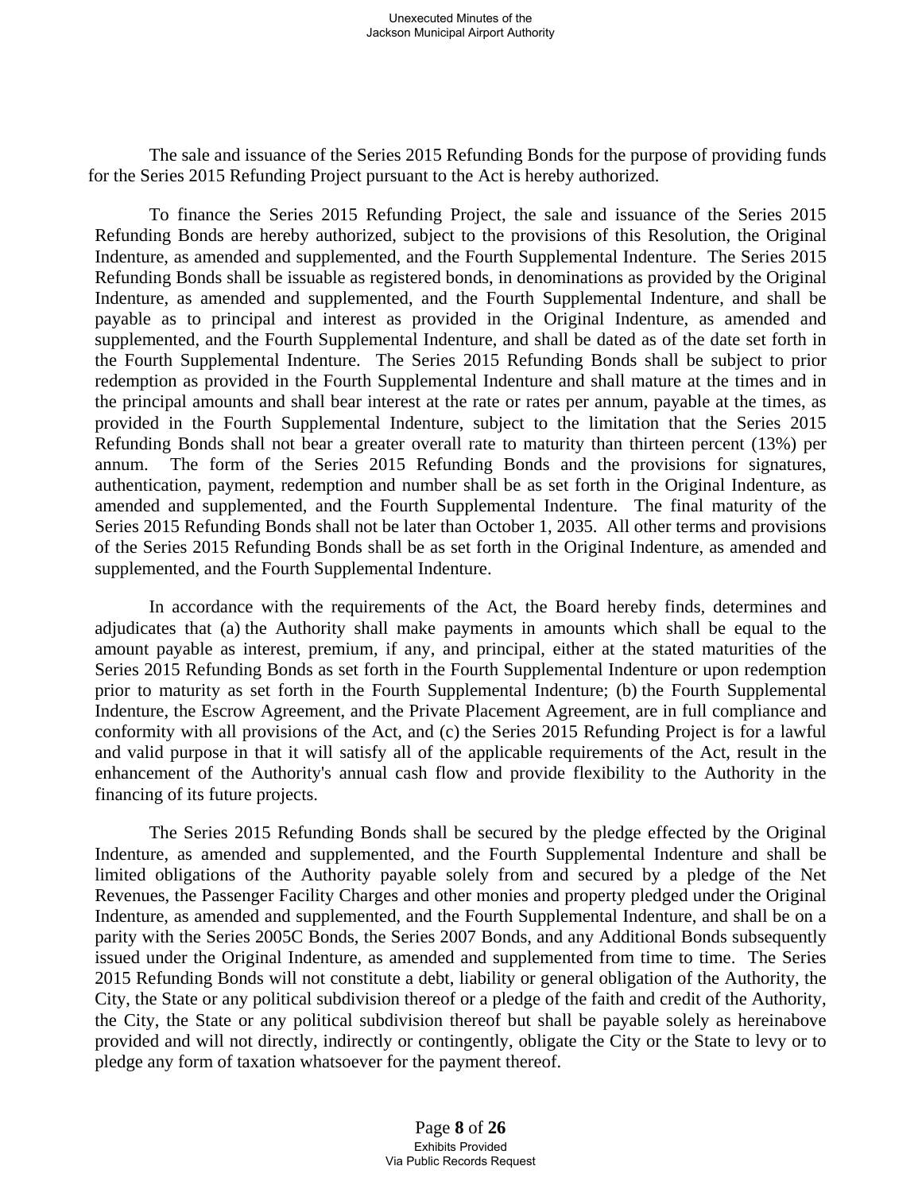The sale and issuance of the Series 2015 Refunding Bonds for the purpose of providing funds for the Series 2015 Refunding Project pursuant to the Act is hereby authorized.

To finance the Series 2015 Refunding Project, the sale and issuance of the Series 2015 Refunding Bonds are hereby authorized, subject to the provisions of this Resolution, the Original Indenture, as amended and supplemented, and the Fourth Supplemental Indenture. The Series 2015 Refunding Bonds shall be issuable as registered bonds, in denominations as provided by the Original Indenture, as amended and supplemented, and the Fourth Supplemental Indenture, and shall be payable as to principal and interest as provided in the Original Indenture, as amended and supplemented, and the Fourth Supplemental Indenture, and shall be dated as of the date set forth in the Fourth Supplemental Indenture. The Series 2015 Refunding Bonds shall be subject to prior redemption as provided in the Fourth Supplemental Indenture and shall mature at the times and in the principal amounts and shall bear interest at the rate or rates per annum, payable at the times, as provided in the Fourth Supplemental Indenture, subject to the limitation that the Series 2015 Refunding Bonds shall not bear a greater overall rate to maturity than thirteen percent (13%) per annum. The form of the Series 2015 Refunding Bonds and the provisions for signatures, authentication, payment, redemption and number shall be as set forth in the Original Indenture, as amended and supplemented, and the Fourth Supplemental Indenture. The final maturity of the Series 2015 Refunding Bonds shall not be later than October 1, 2035. All other terms and provisions of the Series 2015 Refunding Bonds shall be as set forth in the Original Indenture, as amended and supplemented, and the Fourth Supplemental Indenture.

In accordance with the requirements of the Act, the Board hereby finds, determines and adjudicates that (a) the Authority shall make payments in amounts which shall be equal to the amount payable as interest, premium, if any, and principal, either at the stated maturities of the Series 2015 Refunding Bonds as set forth in the Fourth Supplemental Indenture or upon redemption prior to maturity as set forth in the Fourth Supplemental Indenture; (b) the Fourth Supplemental Indenture, the Escrow Agreement, and the Private Placement Agreement, are in full compliance and conformity with all provisions of the Act, and (c) the Series 2015 Refunding Project is for a lawful and valid purpose in that it will satisfy all of the applicable requirements of the Act, result in the enhancement of the Authority's annual cash flow and provide flexibility to the Authority in the financing of its future projects.

The Series 2015 Refunding Bonds shall be secured by the pledge effected by the Original Indenture, as amended and supplemented, and the Fourth Supplemental Indenture and shall be limited obligations of the Authority payable solely from and secured by a pledge of the Net Revenues, the Passenger Facility Charges and other monies and property pledged under the Original Indenture, as amended and supplemented, and the Fourth Supplemental Indenture, and shall be on a parity with the Series 2005C Bonds, the Series 2007 Bonds, and any Additional Bonds subsequently issued under the Original Indenture, as amended and supplemented from time to time. The Series 2015 Refunding Bonds will not constitute a debt, liability or general obligation of the Authority, the City, the State or any political subdivision thereof or a pledge of the faith and credit of the Authority, the City, the State or any political subdivision thereof but shall be payable solely as hereinabove provided and will not directly, indirectly or contingently, obligate the City or the State to levy or to pledge any form of taxation whatsoever for the payment thereof.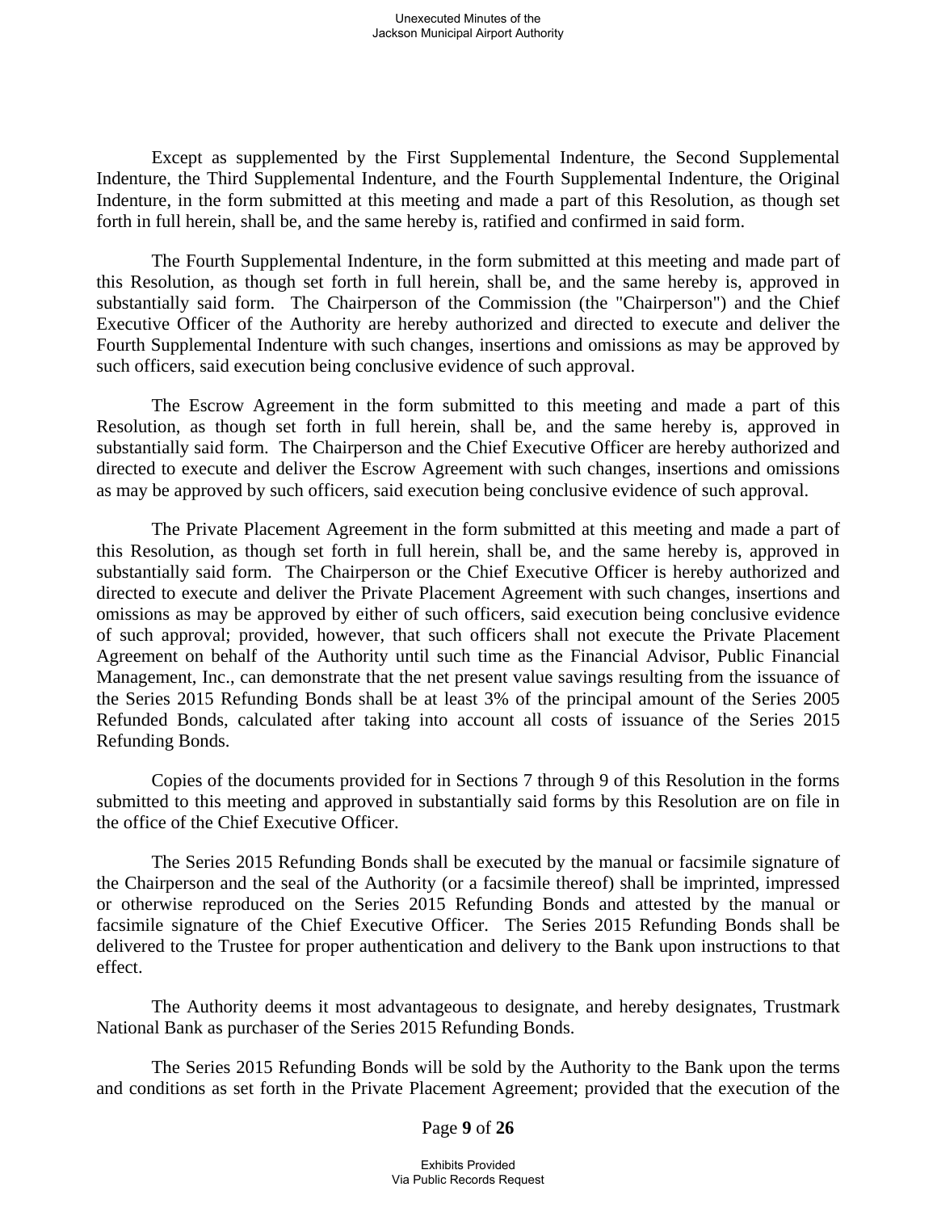Except as supplemented by the First Supplemental Indenture, the Second Supplemental Indenture, the Third Supplemental Indenture, and the Fourth Supplemental Indenture, the Original Indenture, in the form submitted at this meeting and made a part of this Resolution, as though set forth in full herein, shall be, and the same hereby is, ratified and confirmed in said form.

The Fourth Supplemental Indenture, in the form submitted at this meeting and made part of this Resolution, as though set forth in full herein, shall be, and the same hereby is, approved in substantially said form. The Chairperson of the Commission (the "Chairperson") and the Chief Executive Officer of the Authority are hereby authorized and directed to execute and deliver the Fourth Supplemental Indenture with such changes, insertions and omissions as may be approved by such officers, said execution being conclusive evidence of such approval.

The Escrow Agreement in the form submitted to this meeting and made a part of this Resolution, as though set forth in full herein, shall be, and the same hereby is, approved in substantially said form. The Chairperson and the Chief Executive Officer are hereby authorized and directed to execute and deliver the Escrow Agreement with such changes, insertions and omissions as may be approved by such officers, said execution being conclusive evidence of such approval.

The Private Placement Agreement in the form submitted at this meeting and made a part of this Resolution, as though set forth in full herein, shall be, and the same hereby is, approved in substantially said form. The Chairperson or the Chief Executive Officer is hereby authorized and directed to execute and deliver the Private Placement Agreement with such changes, insertions and omissions as may be approved by either of such officers, said execution being conclusive evidence of such approval; provided, however, that such officers shall not execute the Private Placement Agreement on behalf of the Authority until such time as the Financial Advisor, Public Financial Management, Inc., can demonstrate that the net present value savings resulting from the issuance of the Series 2015 Refunding Bonds shall be at least 3% of the principal amount of the Series 2005 Refunded Bonds, calculated after taking into account all costs of issuance of the Series 2015 Refunding Bonds.

Copies of the documents provided for in Sections 7 through 9 of this Resolution in the forms submitted to this meeting and approved in substantially said forms by this Resolution are on file in the office of the Chief Executive Officer.

The Series 2015 Refunding Bonds shall be executed by the manual or facsimile signature of the Chairperson and the seal of the Authority (or a facsimile thereof) shall be imprinted, impressed or otherwise reproduced on the Series 2015 Refunding Bonds and attested by the manual or facsimile signature of the Chief Executive Officer. The Series 2015 Refunding Bonds shall be delivered to the Trustee for proper authentication and delivery to the Bank upon instructions to that effect.

The Authority deems it most advantageous to designate, and hereby designates, Trustmark National Bank as purchaser of the Series 2015 Refunding Bonds.

The Series 2015 Refunding Bonds will be sold by the Authority to the Bank upon the terms and conditions as set forth in the Private Placement Agreement; provided that the execution of the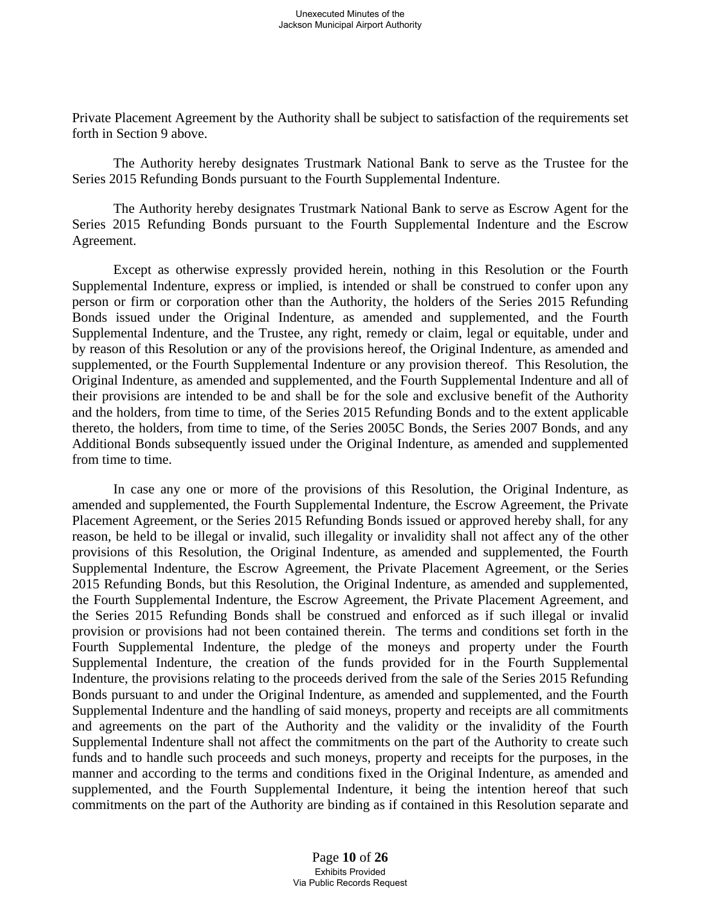Private Placement Agreement by the Authority shall be subject to satisfaction of the requirements set forth in Section 9 above.

The Authority hereby designates Trustmark National Bank to serve as the Trustee for the Series 2015 Refunding Bonds pursuant to the Fourth Supplemental Indenture.

The Authority hereby designates Trustmark National Bank to serve as Escrow Agent for the Series 2015 Refunding Bonds pursuant to the Fourth Supplemental Indenture and the Escrow Agreement.

Except as otherwise expressly provided herein, nothing in this Resolution or the Fourth Supplemental Indenture, express or implied, is intended or shall be construed to confer upon any person or firm or corporation other than the Authority, the holders of the Series 2015 Refunding Bonds issued under the Original Indenture, as amended and supplemented, and the Fourth Supplemental Indenture, and the Trustee, any right, remedy or claim, legal or equitable, under and by reason of this Resolution or any of the provisions hereof, the Original Indenture, as amended and supplemented, or the Fourth Supplemental Indenture or any provision thereof. This Resolution, the Original Indenture, as amended and supplemented, and the Fourth Supplemental Indenture and all of their provisions are intended to be and shall be for the sole and exclusive benefit of the Authority and the holders, from time to time, of the Series 2015 Refunding Bonds and to the extent applicable thereto, the holders, from time to time, of the Series 2005C Bonds, the Series 2007 Bonds, and any Additional Bonds subsequently issued under the Original Indenture, as amended and supplemented from time to time.

In case any one or more of the provisions of this Resolution, the Original Indenture, as amended and supplemented, the Fourth Supplemental Indenture, the Escrow Agreement, the Private Placement Agreement, or the Series 2015 Refunding Bonds issued or approved hereby shall, for any reason, be held to be illegal or invalid, such illegality or invalidity shall not affect any of the other provisions of this Resolution, the Original Indenture, as amended and supplemented, the Fourth Supplemental Indenture, the Escrow Agreement, the Private Placement Agreement, or the Series 2015 Refunding Bonds, but this Resolution, the Original Indenture, as amended and supplemented, the Fourth Supplemental Indenture, the Escrow Agreement, the Private Placement Agreement, and the Series 2015 Refunding Bonds shall be construed and enforced as if such illegal or invalid provision or provisions had not been contained therein. The terms and conditions set forth in the Fourth Supplemental Indenture, the pledge of the moneys and property under the Fourth Supplemental Indenture, the creation of the funds provided for in the Fourth Supplemental Indenture, the provisions relating to the proceeds derived from the sale of the Series 2015 Refunding Bonds pursuant to and under the Original Indenture, as amended and supplemented, and the Fourth Supplemental Indenture and the handling of said moneys, property and receipts are all commitments and agreements on the part of the Authority and the validity or the invalidity of the Fourth Supplemental Indenture shall not affect the commitments on the part of the Authority to create such funds and to handle such proceeds and such moneys, property and receipts for the purposes, in the manner and according to the terms and conditions fixed in the Original Indenture, as amended and supplemented, and the Fourth Supplemental Indenture, it being the intention hereof that such commitments on the part of the Authority are binding as if contained in this Resolution separate and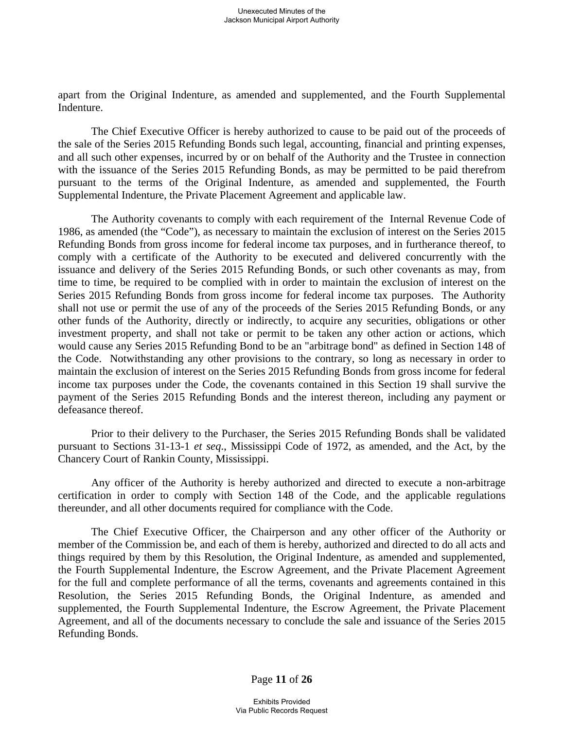apart from the Original Indenture, as amended and supplemented, and the Fourth Supplemental Indenture.

The Chief Executive Officer is hereby authorized to cause to be paid out of the proceeds of the sale of the Series 2015 Refunding Bonds such legal, accounting, financial and printing expenses, and all such other expenses, incurred by or on behalf of the Authority and the Trustee in connection with the issuance of the Series 2015 Refunding Bonds, as may be permitted to be paid therefrom pursuant to the terms of the Original Indenture, as amended and supplemented, the Fourth Supplemental Indenture, the Private Placement Agreement and applicable law.

The Authority covenants to comply with each requirement of the Internal Revenue Code of 1986, as amended (the "Code"), as necessary to maintain the exclusion of interest on the Series 2015 Refunding Bonds from gross income for federal income tax purposes, and in furtherance thereof, to comply with a certificate of the Authority to be executed and delivered concurrently with the issuance and delivery of the Series 2015 Refunding Bonds, or such other covenants as may, from time to time, be required to be complied with in order to maintain the exclusion of interest on the Series 2015 Refunding Bonds from gross income for federal income tax purposes. The Authority shall not use or permit the use of any of the proceeds of the Series 2015 Refunding Bonds, or any other funds of the Authority, directly or indirectly, to acquire any securities, obligations or other investment property, and shall not take or permit to be taken any other action or actions, which would cause any Series 2015 Refunding Bond to be an "arbitrage bond" as defined in Section 148 of the Code. Notwithstanding any other provisions to the contrary, so long as necessary in order to maintain the exclusion of interest on the Series 2015 Refunding Bonds from gross income for federal income tax purposes under the Code, the covenants contained in this Section 19 shall survive the payment of the Series 2015 Refunding Bonds and the interest thereon, including any payment or defeasance thereof.

Prior to their delivery to the Purchaser, the Series 2015 Refunding Bonds shall be validated pursuant to Sections 31-13-1 *et seq*., Mississippi Code of 1972, as amended, and the Act, by the Chancery Court of Rankin County, Mississippi.

Any officer of the Authority is hereby authorized and directed to execute a non-arbitrage certification in order to comply with Section 148 of the Code, and the applicable regulations thereunder, and all other documents required for compliance with the Code.

The Chief Executive Officer, the Chairperson and any other officer of the Authority or member of the Commission be, and each of them is hereby, authorized and directed to do all acts and things required by them by this Resolution, the Original Indenture, as amended and supplemented, the Fourth Supplemental Indenture, the Escrow Agreement, and the Private Placement Agreement for the full and complete performance of all the terms, covenants and agreements contained in this Resolution, the Series 2015 Refunding Bonds, the Original Indenture, as amended and supplemented, the Fourth Supplemental Indenture, the Escrow Agreement, the Private Placement Agreement, and all of the documents necessary to conclude the sale and issuance of the Series 2015 Refunding Bonds.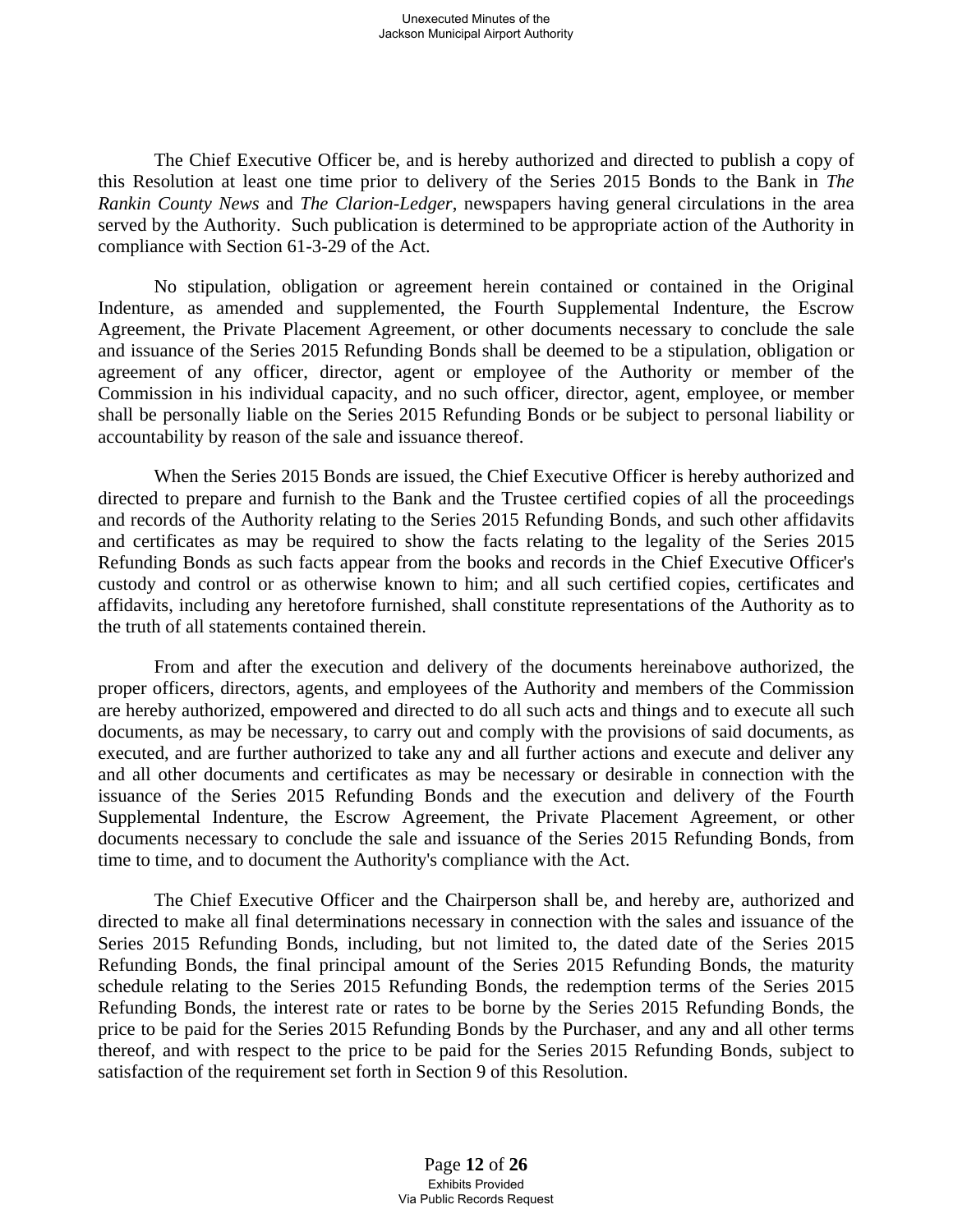The Chief Executive Officer be, and is hereby authorized and directed to publish a copy of this Resolution at least one time prior to delivery of the Series 2015 Bonds to the Bank in *The Rankin County News* and *The Clarion-Ledger*, newspapers having general circulations in the area served by the Authority. Such publication is determined to be appropriate action of the Authority in compliance with Section 61-3-29 of the Act.

No stipulation, obligation or agreement herein contained or contained in the Original Indenture, as amended and supplemented, the Fourth Supplemental Indenture, the Escrow Agreement, the Private Placement Agreement, or other documents necessary to conclude the sale and issuance of the Series 2015 Refunding Bonds shall be deemed to be a stipulation, obligation or agreement of any officer, director, agent or employee of the Authority or member of the Commission in his individual capacity, and no such officer, director, agent, employee, or member shall be personally liable on the Series 2015 Refunding Bonds or be subject to personal liability or accountability by reason of the sale and issuance thereof.

When the Series 2015 Bonds are issued, the Chief Executive Officer is hereby authorized and directed to prepare and furnish to the Bank and the Trustee certified copies of all the proceedings and records of the Authority relating to the Series 2015 Refunding Bonds, and such other affidavits and certificates as may be required to show the facts relating to the legality of the Series 2015 Refunding Bonds as such facts appear from the books and records in the Chief Executive Officer's custody and control or as otherwise known to him; and all such certified copies, certificates and affidavits, including any heretofore furnished, shall constitute representations of the Authority as to the truth of all statements contained therein.

From and after the execution and delivery of the documents hereinabove authorized, the proper officers, directors, agents, and employees of the Authority and members of the Commission are hereby authorized, empowered and directed to do all such acts and things and to execute all such documents, as may be necessary, to carry out and comply with the provisions of said documents, as executed, and are further authorized to take any and all further actions and execute and deliver any and all other documents and certificates as may be necessary or desirable in connection with the issuance of the Series 2015 Refunding Bonds and the execution and delivery of the Fourth Supplemental Indenture, the Escrow Agreement, the Private Placement Agreement, or other documents necessary to conclude the sale and issuance of the Series 2015 Refunding Bonds, from time to time, and to document the Authority's compliance with the Act.

The Chief Executive Officer and the Chairperson shall be, and hereby are, authorized and directed to make all final determinations necessary in connection with the sales and issuance of the Series 2015 Refunding Bonds, including, but not limited to, the dated date of the Series 2015 Refunding Bonds, the final principal amount of the Series 2015 Refunding Bonds, the maturity schedule relating to the Series 2015 Refunding Bonds, the redemption terms of the Series 2015 Refunding Bonds, the interest rate or rates to be borne by the Series 2015 Refunding Bonds, the price to be paid for the Series 2015 Refunding Bonds by the Purchaser, and any and all other terms thereof, and with respect to the price to be paid for the Series 2015 Refunding Bonds, subject to satisfaction of the requirement set forth in Section 9 of this Resolution.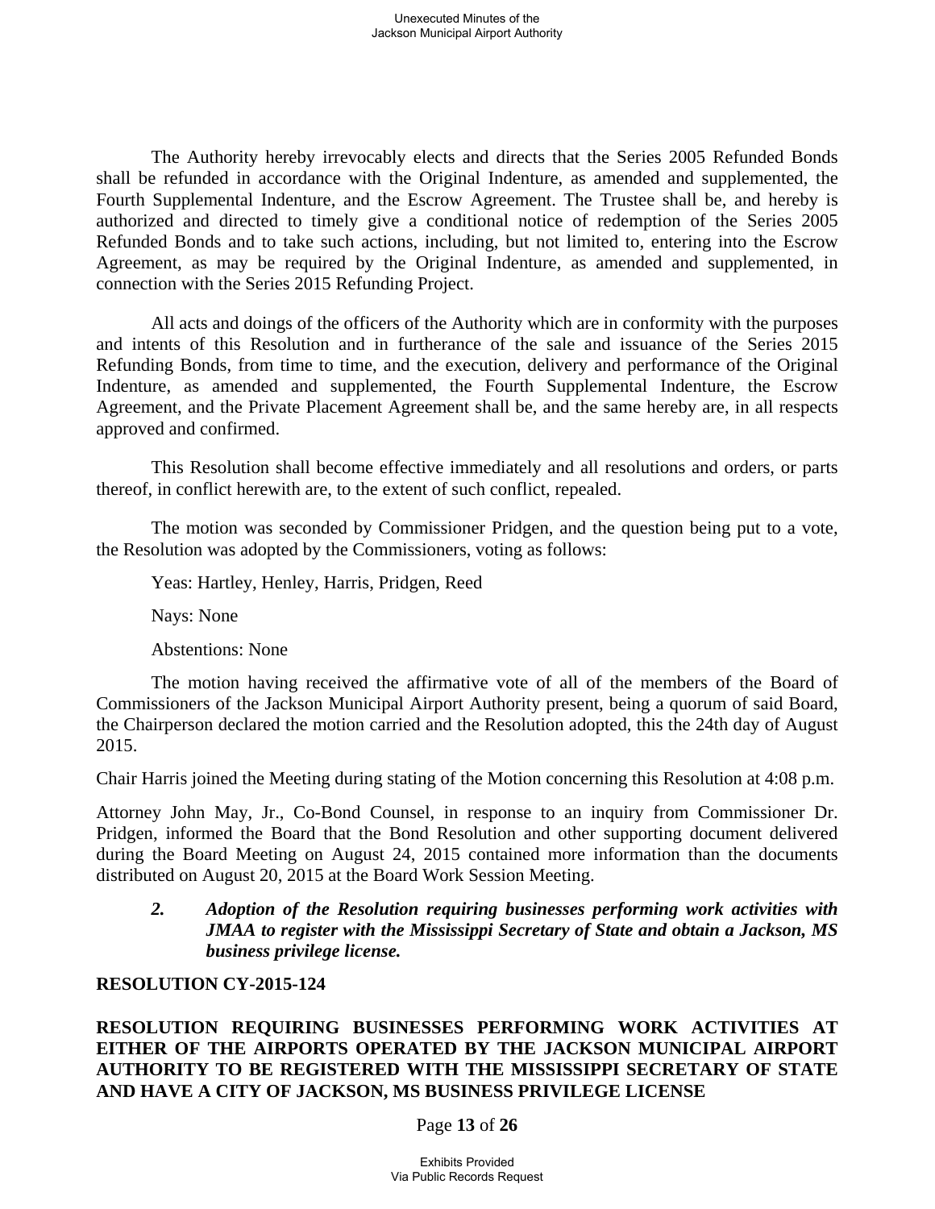The Authority hereby irrevocably elects and directs that the Series 2005 Refunded Bonds shall be refunded in accordance with the Original Indenture, as amended and supplemented, the Fourth Supplemental Indenture, and the Escrow Agreement. The Trustee shall be, and hereby is authorized and directed to timely give a conditional notice of redemption of the Series 2005 Refunded Bonds and to take such actions, including, but not limited to, entering into the Escrow Agreement, as may be required by the Original Indenture, as amended and supplemented, in connection with the Series 2015 Refunding Project.

All acts and doings of the officers of the Authority which are in conformity with the purposes and intents of this Resolution and in furtherance of the sale and issuance of the Series 2015 Refunding Bonds, from time to time, and the execution, delivery and performance of the Original Indenture, as amended and supplemented, the Fourth Supplemental Indenture, the Escrow Agreement, and the Private Placement Agreement shall be, and the same hereby are, in all respects approved and confirmed.

This Resolution shall become effective immediately and all resolutions and orders, or parts thereof, in conflict herewith are, to the extent of such conflict, repealed.

The motion was seconded by Commissioner Pridgen, and the question being put to a vote, the Resolution was adopted by the Commissioners, voting as follows:

Yeas: Hartley, Henley, Harris, Pridgen, Reed

Nays: None

Abstentions: None

The motion having received the affirmative vote of all of the members of the Board of Commissioners of the Jackson Municipal Airport Authority present, being a quorum of said Board, the Chairperson declared the motion carried and the Resolution adopted, this the 24th day of August 2015.

Chair Harris joined the Meeting during stating of the Motion concerning this Resolution at 4:08 p.m.

Attorney John May, Jr., Co-Bond Counsel, in response to an inquiry from Commissioner Dr. Pridgen, informed the Board that the Bond Resolution and other supporting document delivered during the Board Meeting on August 24, 2015 contained more information than the documents distributed on August 20, 2015 at the Board Work Session Meeting.

2. ***Adoption of the Resolution requiring businesses performing work activities with JMAA to register with the Mississippi Secretary of State and obtain a Jackson, MS business privilege license.***

**RESOLUTION CY-2015-124**

**RESOLUTION REQUIRING BUSINESSES PERFORMING WORK ACTIVITIES AT EITHER OF THE AIRPORTS OPERATED BY THE JACKSON MUNICIPAL AIRPORT AUTHORITY TO BE REGISTERED WITH THE MISSISSIPPI SECRETARY OF STATE AND HAVE A CITY OF JACKSON, MS BUSINESS PRIVILEGE LICENSE**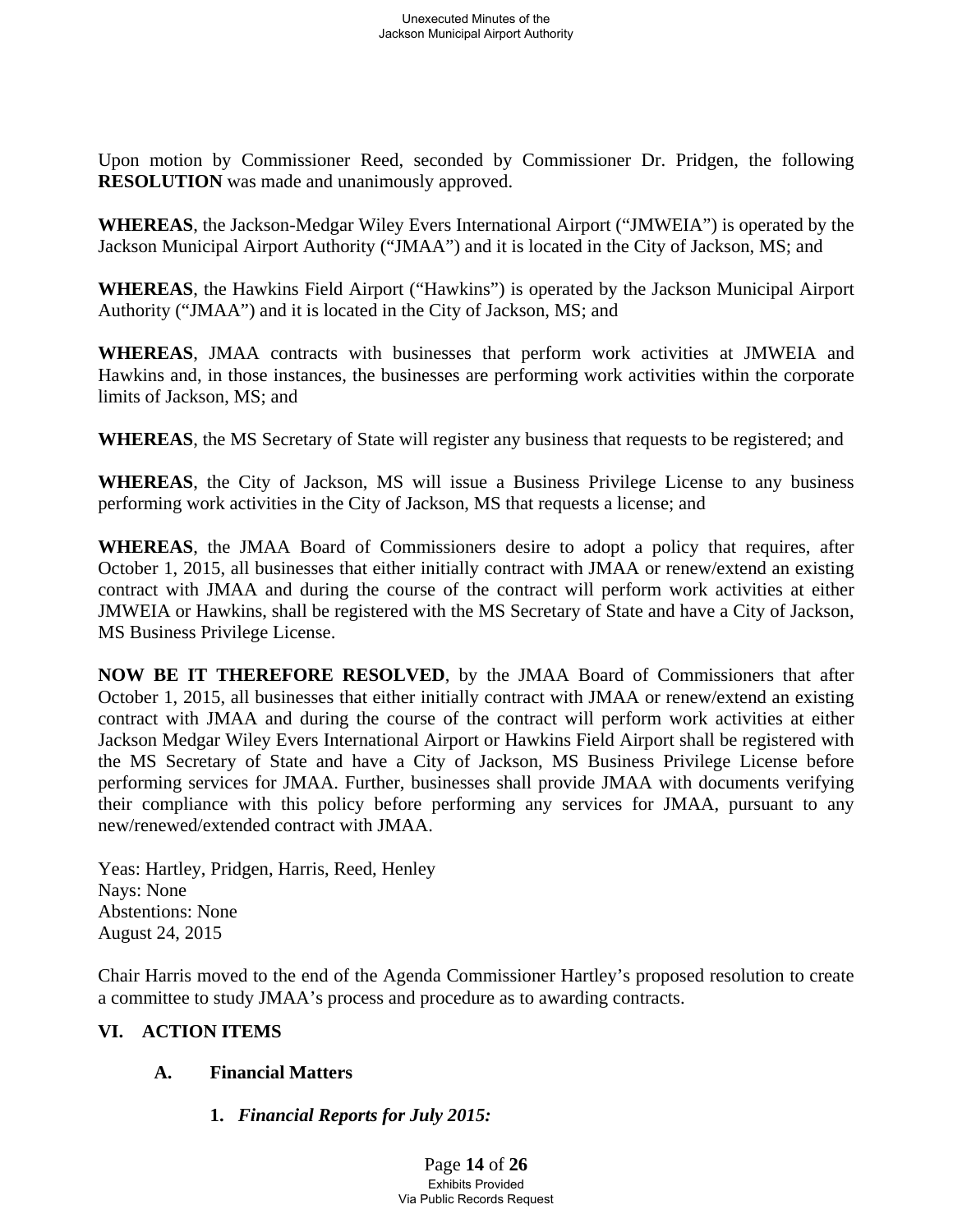Upon motion by Commissioner Reed, seconded by Commissioner Dr. Pridgen, the following **RESOLUTION** was made and unanimously approved.

**WHEREAS**, the Jackson-Medgar Wiley Evers International Airport ("JMWEIA") is operated by the Jackson Municipal Airport Authority ("JMAA") and it is located in the City of Jackson, MS; and

**WHEREAS**, the Hawkins Field Airport ("Hawkins") is operated by the Jackson Municipal Airport Authority ("JMAA") and it is located in the City of Jackson, MS; and

**WHEREAS**, JMAA contracts with businesses that perform work activities at JMWEIA and Hawkins and, in those instances, the businesses are performing work activities within the corporate limits of Jackson, MS; and

**WHEREAS**, the MS Secretary of State will register any business that requests to be registered; and

**WHEREAS**, the City of Jackson, MS will issue a Business Privilege License to any business performing work activities in the City of Jackson, MS that requests a license; and

**WHEREAS**, the JMAA Board of Commissioners desire to adopt a policy that requires, after October 1, 2015, all businesses that either initially contract with JMAA or renew/extend an existing contract with JMAA and during the course of the contract will perform work activities at either JMWEIA or Hawkins, shall be registered with the MS Secretary of State and have a City of Jackson, MS Business Privilege License.

**NOW BE IT THEREFORE RESOLVED**, by the JMAA Board of Commissioners that after October 1, 2015, all businesses that either initially contract with JMAA or renew/extend an existing contract with JMAA and during the course of the contract will perform work activities at either Jackson Medgar Wiley Evers International Airport or Hawkins Field Airport shall be registered with the MS Secretary of State and have a City of Jackson, MS Business Privilege License before performing services for JMAA. Further, businesses shall provide JMAA with documents verifying their compliance with this policy before performing any services for JMAA, pursuant to any new/renewed/extended contract with JMAA.

Yeas: Hartley, Pridgen, Harris, Reed, Henley
Nays: None
Abstentions: None
August 24, 2015

Chair Harris moved to the end of the Agenda Commissioner Hartley's proposed resolution to create a committee to study JMAA's process and procedure as to awarding contracts.

## VI. ACTION ITEMS

### A. Financial Matters

1. ***Financial Reports for July 2015:***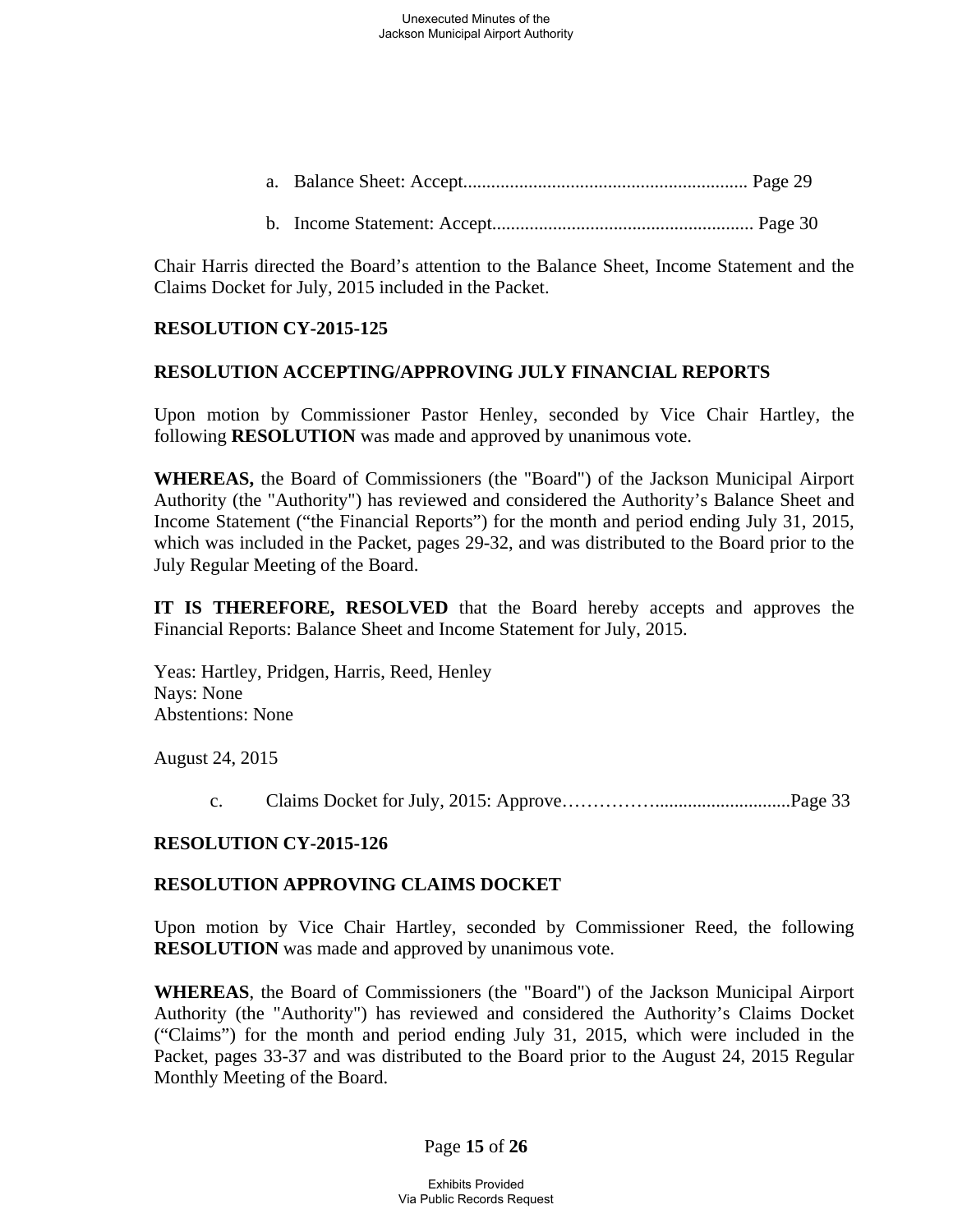a. Balance Sheet: Accept............................................................. Page 29

b. Income Statement: Accept........................................................ Page 30

Chair Harris directed the Board's attention to the Balance Sheet, Income Statement and the Claims Docket for July, 2015 included in the Packet.

**RESOLUTION CY-2015-125**

**RESOLUTION ACCEPTING/APPROVING JULY FINANCIAL REPORTS**

Upon motion by Commissioner Pastor Henley, seconded by Vice Chair Hartley, the following **RESOLUTION** was made and approved by unanimous vote.

**WHEREAS,** the Board of Commissioners (the "Board") of the Jackson Municipal Airport Authority (the "Authority") has reviewed and considered the Authority's Balance Sheet and Income Statement ("the Financial Reports") for the month and period ending July 31, 2015, which was included in the Packet, pages 29-32, and was distributed to the Board prior to the July Regular Meeting of the Board.

**IT IS THEREFORE, RESOLVED** that the Board hereby accepts and approves the Financial Reports: Balance Sheet and Income Statement for July, 2015.

Yeas: Hartley, Pridgen, Harris, Reed, Henley
Nays: None
Abstentions: None

August 24, 2015

c. Claims Docket for July, 2015: Approve……………............................Page 33

**RESOLUTION CY-2015-126**

**RESOLUTION APPROVING CLAIMS DOCKET**

Upon motion by Vice Chair Hartley, seconded by Commissioner Reed, the following **RESOLUTION** was made and approved by unanimous vote.

**WHEREAS**, the Board of Commissioners (the "Board") of the Jackson Municipal Airport Authority (the "Authority") has reviewed and considered the Authority's Claims Docket ("Claims") for the month and period ending July 31, 2015, which were included in the Packet, pages 33-37 and was distributed to the Board prior to the August 24, 2015 Regular Monthly Meeting of the Board.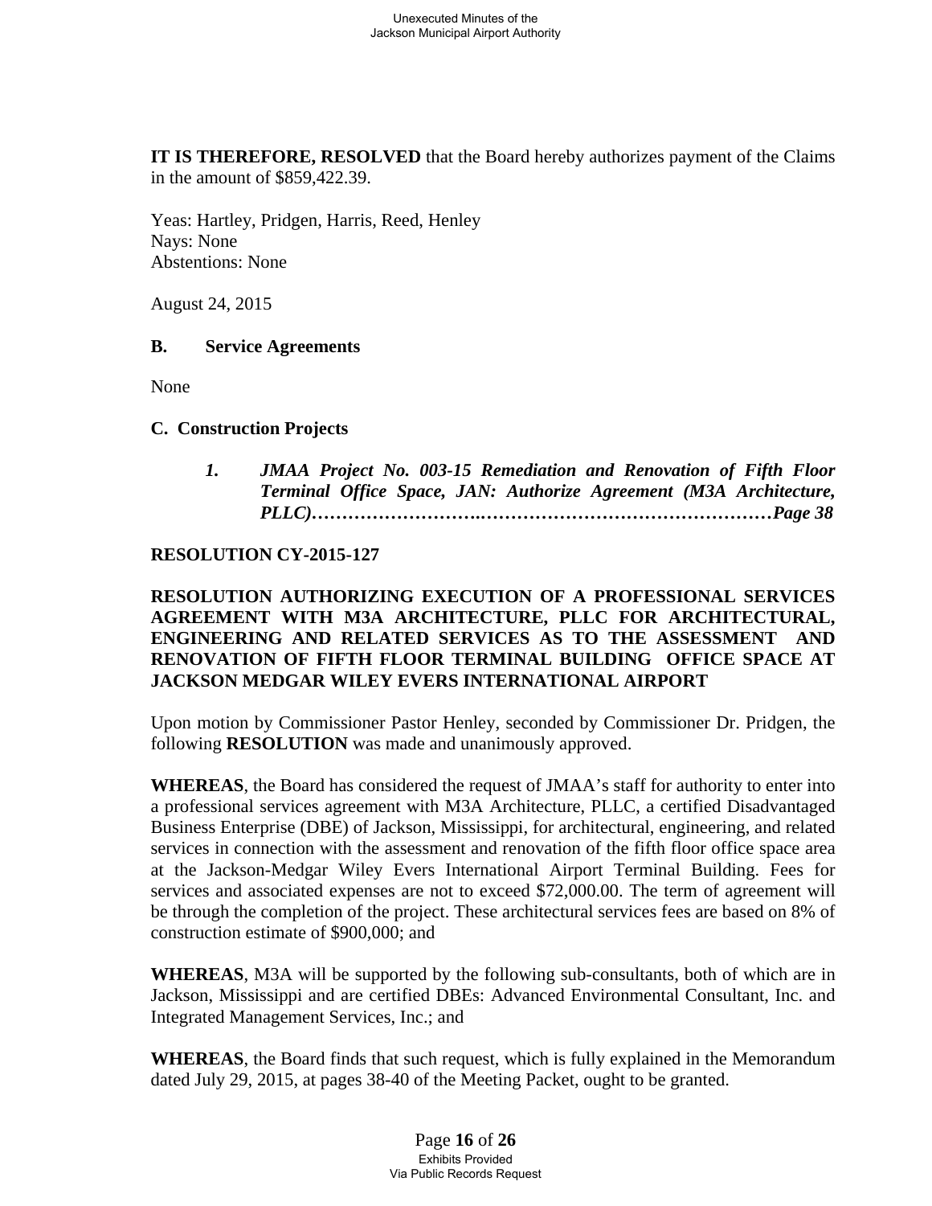**IT IS THEREFORE, RESOLVED** that the Board hereby authorizes payment of the Claims in the amount of $859,422.39.

Yeas: Hartley, Pridgen, Harris, Reed, Henley
Nays: None
Abstentions: None

August 24, 2015

### B. Service Agreements

None

### C. Construction Projects

> ***1. JMAA Project No. 003-15 Remediation and Renovation of Fifth Floor Terminal Office Space, JAN: Authorize Agreement (M3A Architecture, PLLC)……………………..………………………………………Page 38***

**RESOLUTION CY-2015-127**

**RESOLUTION AUTHORIZING EXECUTION OF A PROFESSIONAL SERVICES AGREEMENT WITH M3A ARCHITECTURE, PLLC FOR ARCHITECTURAL, ENGINEERING AND RELATED SERVICES AS TO THE ASSESSMENT AND RENOVATION OF FIFTH FLOOR TERMINAL BUILDING OFFICE SPACE AT JACKSON MEDGAR WILEY EVERS INTERNATIONAL AIRPORT**

Upon motion by Commissioner Pastor Henley, seconded by Commissioner Dr. Pridgen, the following **RESOLUTION** was made and unanimously approved.

**WHEREAS**, the Board has considered the request of JMAA's staff for authority to enter into a professional services agreement with M3A Architecture, PLLC, a certified Disadvantaged Business Enterprise (DBE) of Jackson, Mississippi, for architectural, engineering, and related services in connection with the assessment and renovation of the fifth floor office space area at the Jackson-Medgar Wiley Evers International Airport Terminal Building. Fees for services and associated expenses are not to exceed $72,000.00. The term of agreement will be through the completion of the project. These architectural services fees are based on 8% of construction estimate of $900,000; and

**WHEREAS**, M3A will be supported by the following sub-consultants, both of which are in Jackson, Mississippi and are certified DBEs: Advanced Environmental Consultant, Inc. and Integrated Management Services, Inc.; and

**WHEREAS**, the Board finds that such request, which is fully explained in the Memorandum dated July 29, 2015, at pages 38-40 of the Meeting Packet, ought to be granted.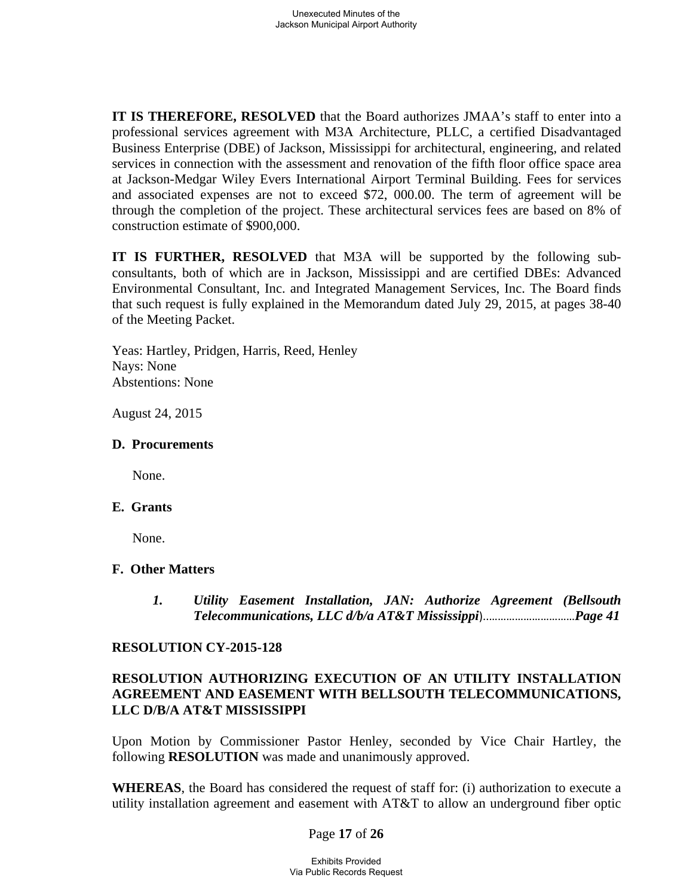**IT IS THEREFORE, RESOLVED** that the Board authorizes JMAA's staff to enter into a professional services agreement with M3A Architecture, PLLC, a certified Disadvantaged Business Enterprise (DBE) of Jackson, Mississippi for architectural, engineering, and related services in connection with the assessment and renovation of the fifth floor office space area at Jackson-Medgar Wiley Evers International Airport Terminal Building. Fees for services and associated expenses are not to exceed $72, 000.00. The term of agreement will be through the completion of the project. These architectural services fees are based on 8% of construction estimate of $900,000.

**IT IS FURTHER, RESOLVED** that M3A will be supported by the following sub-consultants, both of which are in Jackson, Mississippi and are certified DBEs: Advanced Environmental Consultant, Inc. and Integrated Management Services, Inc. The Board finds that such request is fully explained in the Memorandum dated July 29, 2015, at pages 38-40 of the Meeting Packet.

Yeas: Hartley, Pridgen, Harris, Reed, Henley
Nays: None
Abstentions: None

August 24, 2015

**D. Procurements**

None.

**E. Grants**

None.

**F. Other Matters**

1. ***Utility Easement Installation, JAN: Authorize Agreement (Bellsouth Telecommunications, LLC d/b/a AT&T Mississippi*)................................***Page 41***

**RESOLUTION CY-2015-128**

**RESOLUTION AUTHORIZING EXECUTION OF AN UTILITY INSTALLATION AGREEMENT AND EASEMENT WITH BELLSOUTH TELECOMMUNICATIONS, LLC D/B/A AT&T MISSISSIPPI**

Upon Motion by Commissioner Pastor Henley, seconded by Vice Chair Hartley, the following **RESOLUTION** was made and unanimously approved.

**WHEREAS**, the Board has considered the request of staff for: (i) authorization to execute a utility installation agreement and easement with AT&T to allow an underground fiber optic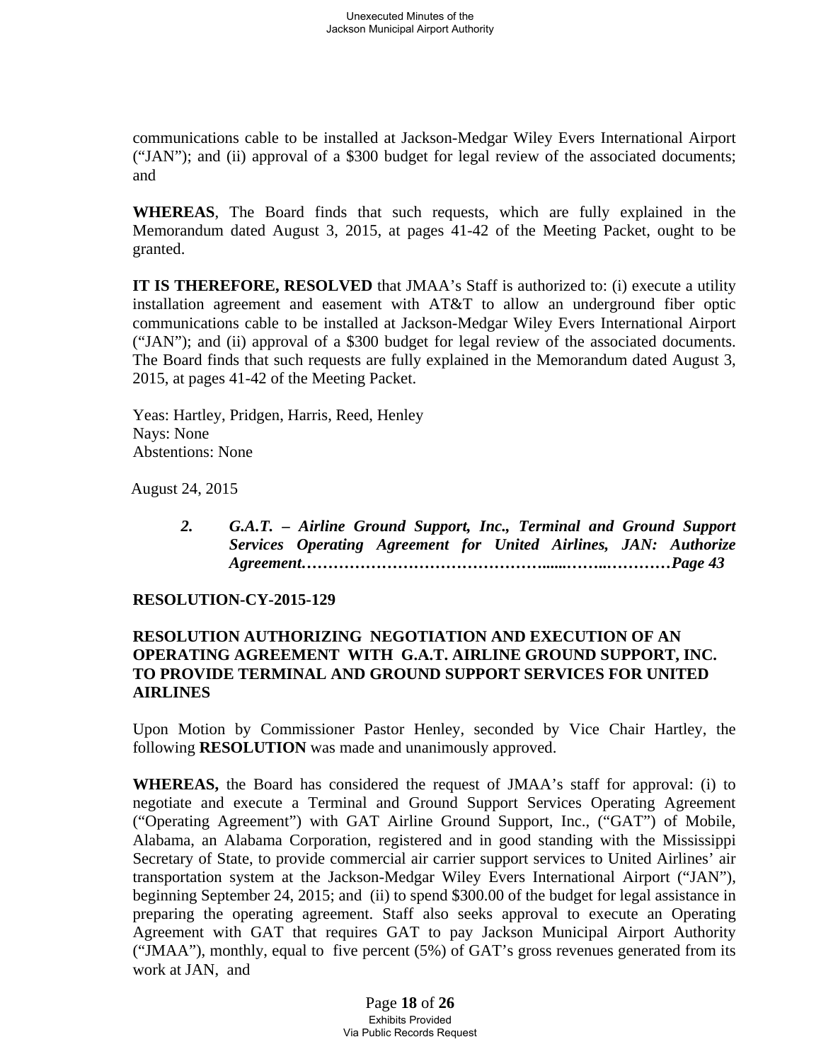communications cable to be installed at Jackson-Medgar Wiley Evers International Airport ("JAN"); and (ii) approval of a $300 budget for legal review of the associated documents; and

**WHEREAS**, The Board finds that such requests, which are fully explained in the Memorandum dated August 3, 2015, at pages 41-42 of the Meeting Packet, ought to be granted.

**IT IS THEREFORE, RESOLVED** that JMAA's Staff is authorized to: (i) execute a utility installation agreement and easement with AT&T to allow an underground fiber optic communications cable to be installed at Jackson-Medgar Wiley Evers International Airport ("JAN"); and (ii) approval of a $300 budget for legal review of the associated documents. The Board finds that such requests are fully explained in the Memorandum dated August 3, 2015, at pages 41-42 of the Meeting Packet.

Yeas: Hartley, Pridgen, Harris, Reed, Henley
Nays: None
Abstentions: None

August 24, 2015

***2. G.A.T. – Airline Ground Support, Inc., Terminal and Ground Support Services Operating Agreement for United Airlines, JAN: Authorize Agreement…………………………………….....……..…………Page 43***

**RESOLUTION-CY-2015-129**

**RESOLUTION AUTHORIZING NEGOTIATION AND EXECUTION OF AN OPERATING AGREEMENT WITH G.A.T. AIRLINE GROUND SUPPORT, INC. TO PROVIDE TERMINAL AND GROUND SUPPORT SERVICES FOR UNITED AIRLINES**

Upon Motion by Commissioner Pastor Henley, seconded by Vice Chair Hartley, the following **RESOLUTION** was made and unanimously approved.

**WHEREAS,** the Board has considered the request of JMAA's staff for approval: (i) to negotiate and execute a Terminal and Ground Support Services Operating Agreement ("Operating Agreement") with GAT Airline Ground Support, Inc., ("GAT") of Mobile, Alabama, an Alabama Corporation, registered and in good standing with the Mississippi Secretary of State, to provide commercial air carrier support services to United Airlines' air transportation system at the Jackson-Medgar Wiley Evers International Airport ("JAN"), beginning September 24, 2015; and (ii) to spend $300.00 of the budget for legal assistance in preparing the operating agreement. Staff also seeks approval to execute an Operating Agreement with GAT that requires GAT to pay Jackson Municipal Airport Authority ("JMAA"), monthly, equal to five percent (5%) of GAT's gross revenues generated from its work at JAN, and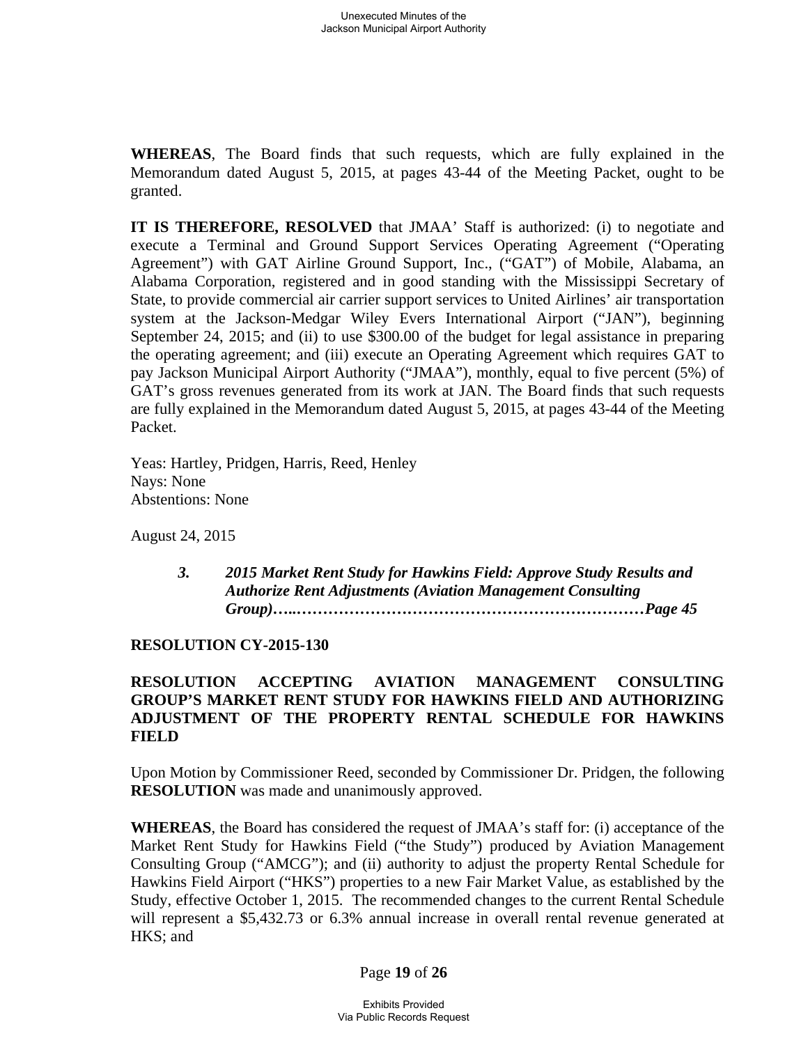**WHEREAS**, The Board finds that such requests, which are fully explained in the Memorandum dated August 5, 2015, at pages 43-44 of the Meeting Packet, ought to be granted.

**IT IS THEREFORE, RESOLVED** that JMAA' Staff is authorized: (i) to negotiate and execute a Terminal and Ground Support Services Operating Agreement ("Operating Agreement") with GAT Airline Ground Support, Inc., ("GAT") of Mobile, Alabama, an Alabama Corporation, registered and in good standing with the Mississippi Secretary of State, to provide commercial air carrier support services to United Airlines' air transportation system at the Jackson-Medgar Wiley Evers International Airport ("JAN"), beginning September 24, 2015; and (ii) to use $300.00 of the budget for legal assistance in preparing the operating agreement; and (iii) execute an Operating Agreement which requires GAT to pay Jackson Municipal Airport Authority ("JMAA"), monthly, equal to five percent (5%) of GAT's gross revenues generated from its work at JAN. The Board finds that such requests are fully explained in the Memorandum dated August 5, 2015, at pages 43-44 of the Meeting Packet.

Yeas: Hartley, Pridgen, Harris, Reed, Henley
Nays: None
Abstentions: None

August 24, 2015

> ***3. 2015 Market Rent Study for Hawkins Field: Approve Study Results and Authorize Rent Adjustments (Aviation Management Consulting Group)…..……………………………………………………………Page 45***

**RESOLUTION CY-2015-130**

**RESOLUTION ACCEPTING AVIATION MANAGEMENT CONSULTING GROUP'S MARKET RENT STUDY FOR HAWKINS FIELD AND AUTHORIZING ADJUSTMENT OF THE PROPERTY RENTAL SCHEDULE FOR HAWKINS FIELD**

Upon Motion by Commissioner Reed, seconded by Commissioner Dr. Pridgen, the following **RESOLUTION** was made and unanimously approved.

**WHEREAS**, the Board has considered the request of JMAA's staff for: (i) acceptance of the Market Rent Study for Hawkins Field ("the Study") produced by Aviation Management Consulting Group ("AMCG"); and (ii) authority to adjust the property Rental Schedule for Hawkins Field Airport ("HKS") properties to a new Fair Market Value, as established by the Study, effective October 1, 2015. The recommended changes to the current Rental Schedule will represent a $5,432.73 or 6.3% annual increase in overall rental revenue generated at HKS; and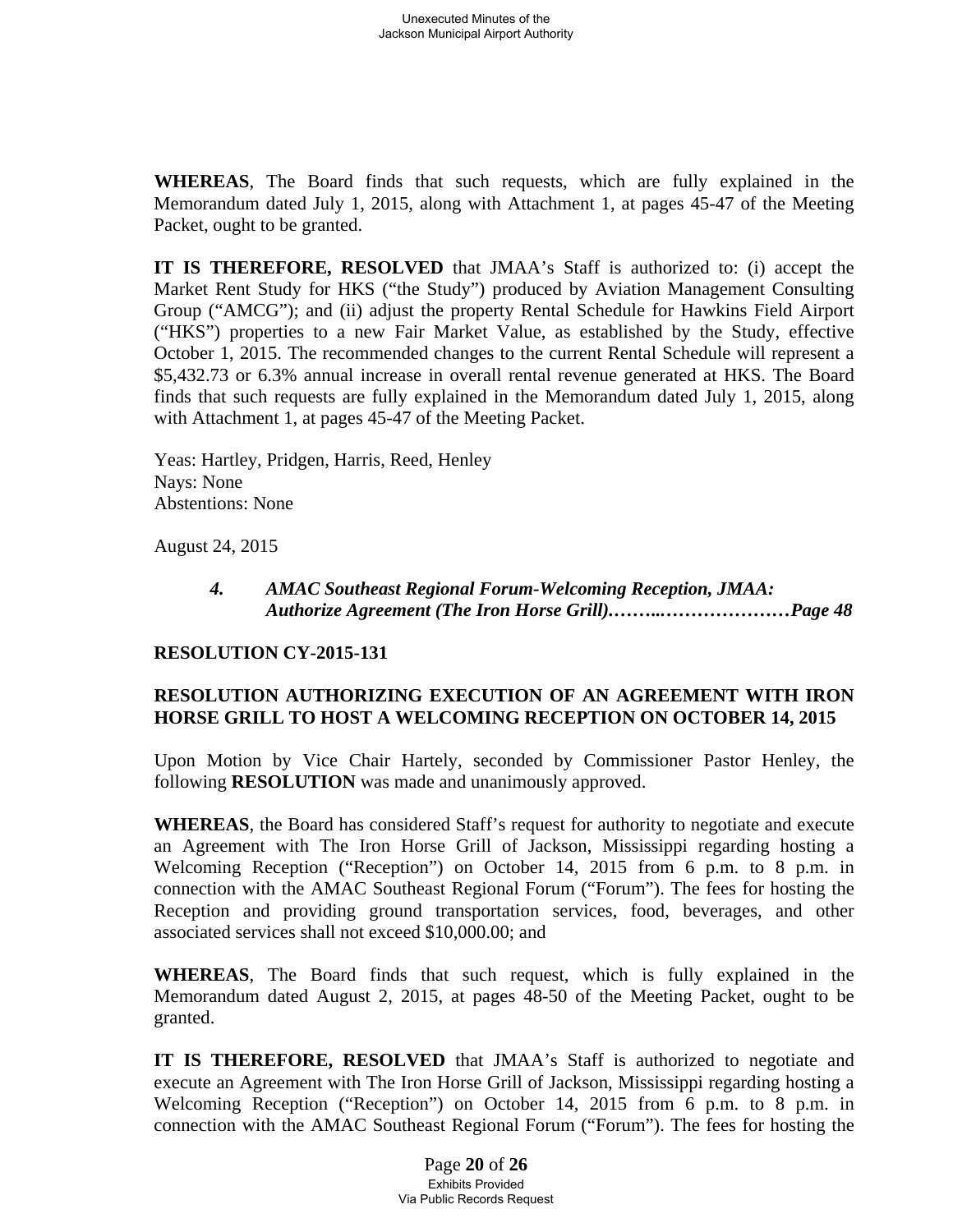**WHEREAS**, The Board finds that such requests, which are fully explained in the Memorandum dated July 1, 2015, along with Attachment 1, at pages 45-47 of the Meeting Packet, ought to be granted.

**IT IS THEREFORE, RESOLVED** that JMAA's Staff is authorized to: (i) accept the Market Rent Study for HKS ("the Study") produced by Aviation Management Consulting Group ("AMCG"); and (ii) adjust the property Rental Schedule for Hawkins Field Airport ("HKS") properties to a new Fair Market Value, as established by the Study, effective October 1, 2015. The recommended changes to the current Rental Schedule will represent a $5,432.73 or 6.3% annual increase in overall rental revenue generated at HKS. The Board finds that such requests are fully explained in the Memorandum dated July 1, 2015, along with Attachment 1, at pages 45-47 of the Meeting Packet.

Yeas: Hartley, Pridgen, Harris, Reed, Henley
Nays: None
Abstentions: None

August 24, 2015

***4. AMAC Southeast Regional Forum-Welcoming Reception, JMAA: Authorize Agreement (The Iron Horse Grill)……..…………………Page 48***

**RESOLUTION CY-2015-131**

**RESOLUTION AUTHORIZING EXECUTION OF AN AGREEMENT WITH IRON HORSE GRILL TO HOST A WELCOMING RECEPTION ON OCTOBER 14, 2015**

Upon Motion by Vice Chair Hartely, seconded by Commissioner Pastor Henley, the following **RESOLUTION** was made and unanimously approved.

**WHEREAS**, the Board has considered Staff's request for authority to negotiate and execute an Agreement with The Iron Horse Grill of Jackson, Mississippi regarding hosting a Welcoming Reception ("Reception") on October 14, 2015 from 6 p.m. to 8 p.m. in connection with the AMAC Southeast Regional Forum ("Forum"). The fees for hosting the Reception and providing ground transportation services, food, beverages, and other associated services shall not exceed $10,000.00; and

**WHEREAS**, The Board finds that such request, which is fully explained in the Memorandum dated August 2, 2015, at pages 48-50 of the Meeting Packet, ought to be granted.

**IT IS THEREFORE, RESOLVED** that JMAA's Staff is authorized to negotiate and execute an Agreement with The Iron Horse Grill of Jackson, Mississippi regarding hosting a Welcoming Reception ("Reception") on October 14, 2015 from 6 p.m. to 8 p.m. in connection with the AMAC Southeast Regional Forum ("Forum"). The fees for hosting the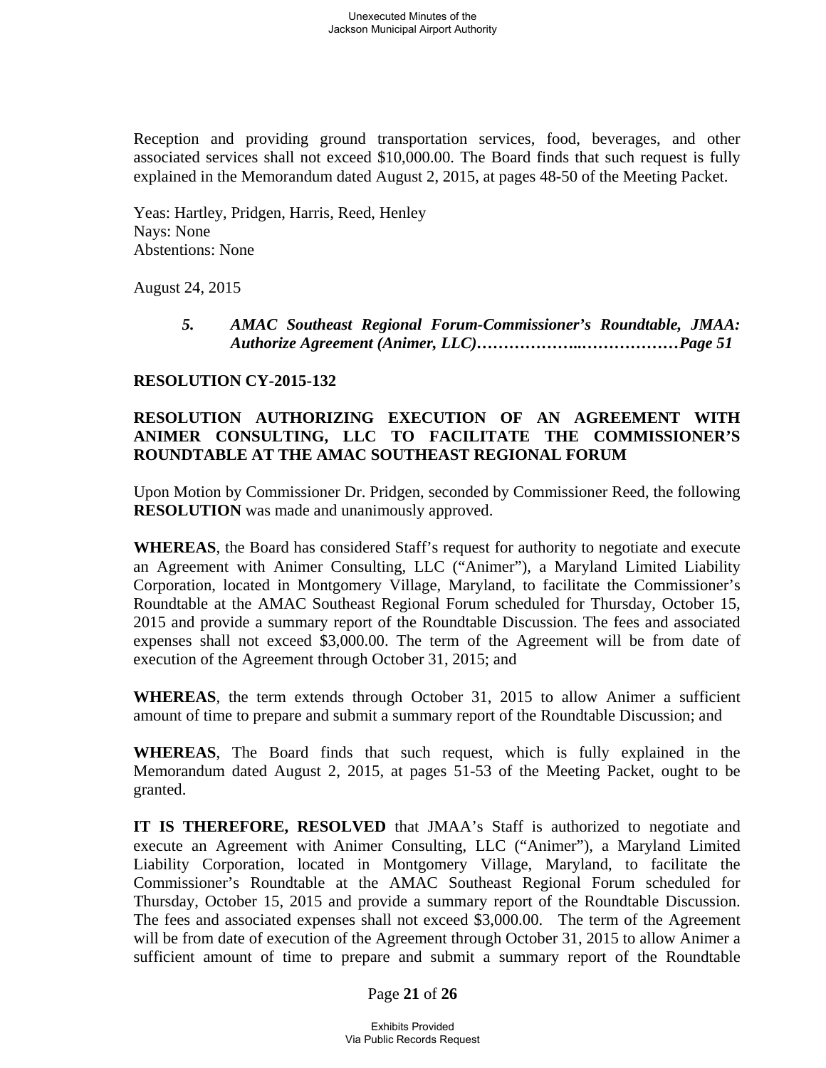Reception and providing ground transportation services, food, beverages, and other associated services shall not exceed $10,000.00. The Board finds that such request is fully explained in the Memorandum dated August 2, 2015, at pages 48-50 of the Meeting Packet.

Yeas: Hartley, Pridgen, Harris, Reed, Henley
Nays: None
Abstentions: None

August 24, 2015

> ***5. AMAC Southeast Regional Forum-Commissioner's Roundtable, JMAA: Authorize Agreement (Animer, LLC)………………..………………Page 51***

**RESOLUTION CY-2015-132**

**RESOLUTION AUTHORIZING EXECUTION OF AN AGREEMENT WITH ANIMER CONSULTING, LLC TO FACILITATE THE COMMISSIONER'S ROUNDTABLE AT THE AMAC SOUTHEAST REGIONAL FORUM**

Upon Motion by Commissioner Dr. Pridgen, seconded by Commissioner Reed, the following **RESOLUTION** was made and unanimously approved.

**WHEREAS**, the Board has considered Staff's request for authority to negotiate and execute an Agreement with Animer Consulting, LLC ("Animer"), a Maryland Limited Liability Corporation, located in Montgomery Village, Maryland, to facilitate the Commissioner's Roundtable at the AMAC Southeast Regional Forum scheduled for Thursday, October 15, 2015 and provide a summary report of the Roundtable Discussion. The fees and associated expenses shall not exceed $3,000.00. The term of the Agreement will be from date of execution of the Agreement through October 31, 2015; and

**WHEREAS**, the term extends through October 31, 2015 to allow Animer a sufficient amount of time to prepare and submit a summary report of the Roundtable Discussion; and

**WHEREAS**, The Board finds that such request, which is fully explained in the Memorandum dated August 2, 2015, at pages 51-53 of the Meeting Packet, ought to be granted.

**IT IS THEREFORE, RESOLVED** that JMAA's Staff is authorized to negotiate and execute an Agreement with Animer Consulting, LLC ("Animer"), a Maryland Limited Liability Corporation, located in Montgomery Village, Maryland, to facilitate the Commissioner's Roundtable at the AMAC Southeast Regional Forum scheduled for Thursday, October 15, 2015 and provide a summary report of the Roundtable Discussion. The fees and associated expenses shall not exceed $3,000.00. The term of the Agreement will be from date of execution of the Agreement through October 31, 2015 to allow Animer a sufficient amount of time to prepare and submit a summary report of the Roundtable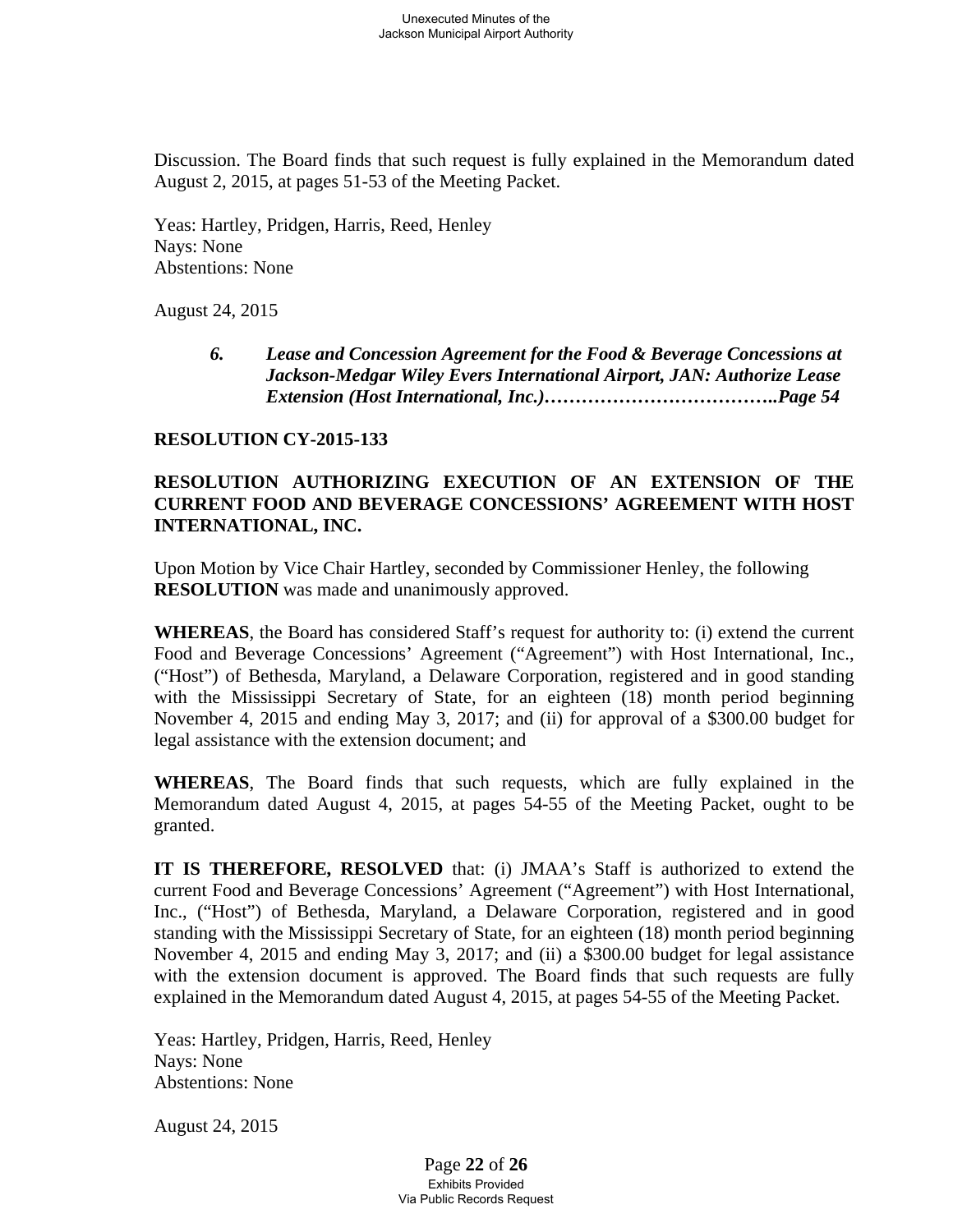Discussion. The Board finds that such request is fully explained in the Memorandum dated August 2, 2015, at pages 51-53 of the Meeting Packet.

Yeas: Hartley, Pridgen, Harris, Reed, Henley
Nays: None
Abstentions: None

August 24, 2015

> ***6. Lease and Concession Agreement for the Food & Beverage Concessions at Jackson-Medgar Wiley Evers International Airport, JAN: Authorize Lease Extension (Host International, Inc.)………………………………..Page 54***

**RESOLUTION CY-2015-133**

**RESOLUTION AUTHORIZING EXECUTION OF AN EXTENSION OF THE CURRENT FOOD AND BEVERAGE CONCESSIONS' AGREEMENT WITH HOST INTERNATIONAL, INC.**

Upon Motion by Vice Chair Hartley, seconded by Commissioner Henley, the following **RESOLUTION** was made and unanimously approved.

**WHEREAS**, the Board has considered Staff's request for authority to: (i) extend the current Food and Beverage Concessions' Agreement ("Agreement") with Host International, Inc., ("Host") of Bethesda, Maryland, a Delaware Corporation, registered and in good standing with the Mississippi Secretary of State, for an eighteen (18) month period beginning November 4, 2015 and ending May 3, 2017; and (ii) for approval of a $300.00 budget for legal assistance with the extension document; and

**WHEREAS**, The Board finds that such requests, which are fully explained in the Memorandum dated August 4, 2015, at pages 54-55 of the Meeting Packet, ought to be granted.

**IT IS THEREFORE, RESOLVED** that: (i) JMAA's Staff is authorized to extend the current Food and Beverage Concessions' Agreement ("Agreement") with Host International, Inc., ("Host") of Bethesda, Maryland, a Delaware Corporation, registered and in good standing with the Mississippi Secretary of State, for an eighteen (18) month period beginning November 4, 2015 and ending May 3, 2017; and (ii) a $300.00 budget for legal assistance with the extension document is approved. The Board finds that such requests are fully explained in the Memorandum dated August 4, 2015, at pages 54-55 of the Meeting Packet.

Yeas: Hartley, Pridgen, Harris, Reed, Henley
Nays: None
Abstentions: None

August 24, 2015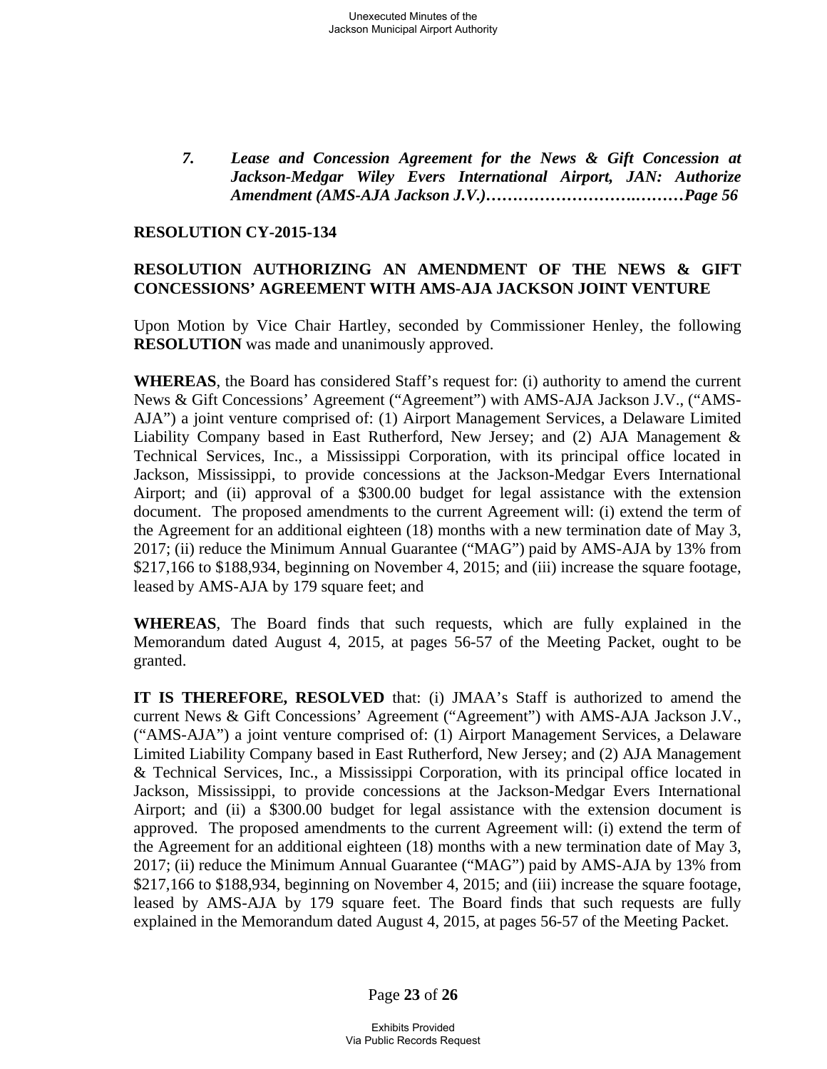*7. Lease and Concession Agreement for the News & Gift Concession at Jackson-Medgar Wiley Evers International Airport, JAN: Authorize Amendment (AMS-AJA Jackson J.V.)……………………….………Page 56*

**RESOLUTION CY-2015-134**

**RESOLUTION AUTHORIZING AN AMENDMENT OF THE NEWS & GIFT CONCESSIONS' AGREEMENT WITH AMS-AJA JACKSON JOINT VENTURE**

Upon Motion by Vice Chair Hartley, seconded by Commissioner Henley, the following **RESOLUTION** was made and unanimously approved.

**WHEREAS**, the Board has considered Staff's request for: (i) authority to amend the current News & Gift Concessions' Agreement ("Agreement") with AMS-AJA Jackson J.V., ("AMS-AJA") a joint venture comprised of: (1) Airport Management Services, a Delaware Limited Liability Company based in East Rutherford, New Jersey; and (2) AJA Management & Technical Services, Inc., a Mississippi Corporation, with its principal office located in Jackson, Mississippi, to provide concessions at the Jackson-Medgar Evers International Airport; and (ii) approval of a $300.00 budget for legal assistance with the extension document. The proposed amendments to the current Agreement will: (i) extend the term of the Agreement for an additional eighteen (18) months with a new termination date of May 3, 2017; (ii) reduce the Minimum Annual Guarantee ("MAG") paid by AMS-AJA by 13% from $217,166 to $188,934, beginning on November 4, 2015; and (iii) increase the square footage, leased by AMS-AJA by 179 square feet; and

**WHEREAS**, The Board finds that such requests, which are fully explained in the Memorandum dated August 4, 2015, at pages 56-57 of the Meeting Packet, ought to be granted.

**IT IS THEREFORE, RESOLVED** that: (i) JMAA's Staff is authorized to amend the current News & Gift Concessions' Agreement ("Agreement") with AMS-AJA Jackson J.V., ("AMS-AJA") a joint venture comprised of: (1) Airport Management Services, a Delaware Limited Liability Company based in East Rutherford, New Jersey; and (2) AJA Management & Technical Services, Inc., a Mississippi Corporation, with its principal office located in Jackson, Mississippi, to provide concessions at the Jackson-Medgar Evers International Airport; and (ii) a $300.00 budget for legal assistance with the extension document is approved. The proposed amendments to the current Agreement will: (i) extend the term of the Agreement for an additional eighteen (18) months with a new termination date of May 3, 2017; (ii) reduce the Minimum Annual Guarantee ("MAG") paid by AMS-AJA by 13% from $217,166 to $188,934, beginning on November 4, 2015; and (iii) increase the square footage, leased by AMS-AJA by 179 square feet. The Board finds that such requests are fully explained in the Memorandum dated August 4, 2015, at pages 56-57 of the Meeting Packet.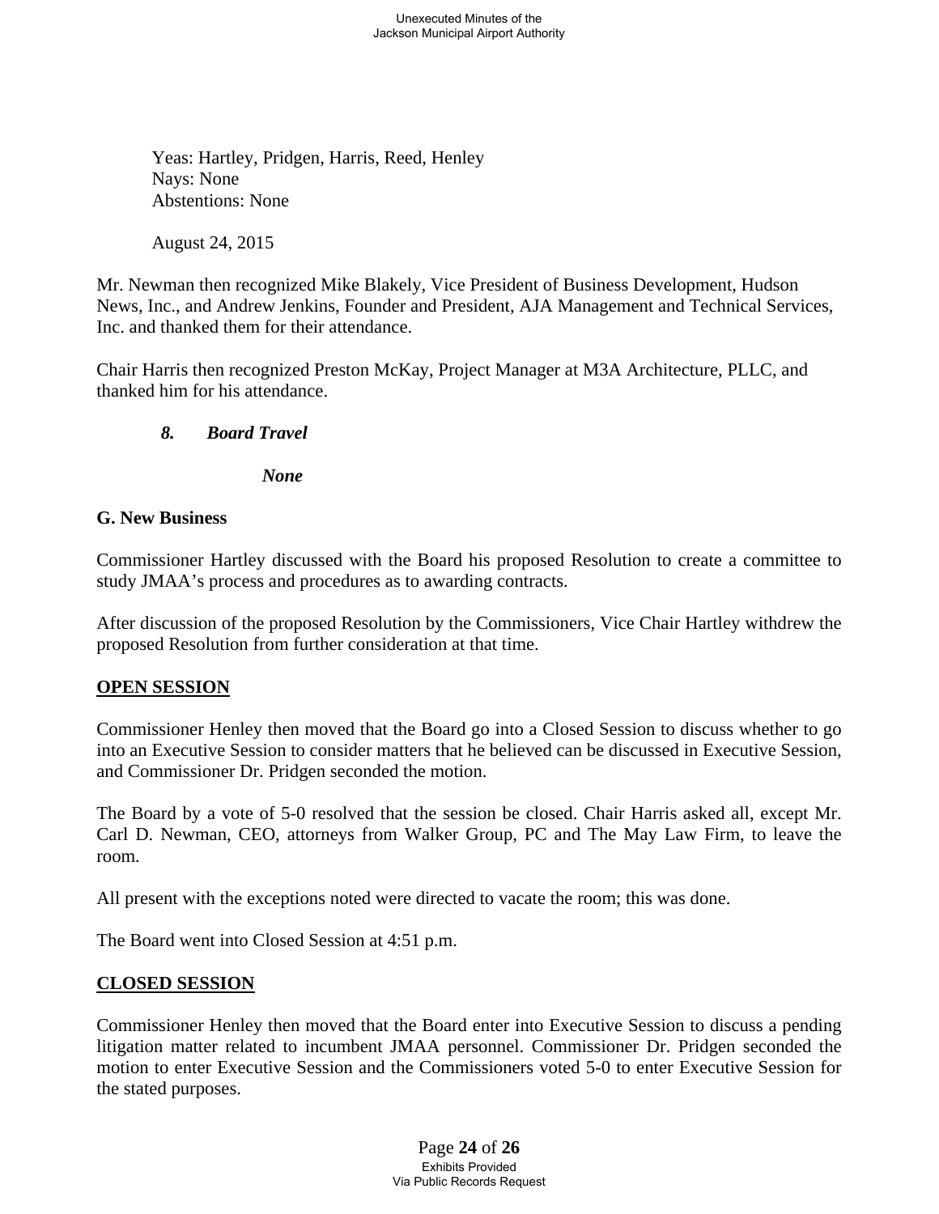Yeas: Hartley, Pridgen, Harris, Reed, Henley
Nays: None
Abstentions: None

August 24, 2015

Mr. Newman then recognized Mike Blakely, Vice President of Business Development, Hudson News, Inc., and Andrew Jenkins, Founder and President, AJA Management and Technical Services, Inc. and thanked them for their attendance.

Chair Harris then recognized Preston McKay, Project Manager at M3A Architecture, PLLC, and thanked him for his attendance.

### *8. Board Travel*

*None*

### G. New Business

Commissioner Hartley discussed with the Board his proposed Resolution to create a committee to study JMAA's process and procedures as to awarding contracts.

After discussion of the proposed Resolution by the Commissioners, Vice Chair Hartley withdrew the proposed Resolution from further consideration at that time.

### OPEN SESSION

Commissioner Henley then moved that the Board go into a Closed Session to discuss whether to go into an Executive Session to consider matters that he believed can be discussed in Executive Session, and Commissioner Dr. Pridgen seconded the motion.

The Board by a vote of 5-0 resolved that the session be closed. Chair Harris asked all, except Mr. Carl D. Newman, CEO, attorneys from Walker Group, PC and The May Law Firm, to leave the room.

All present with the exceptions noted were directed to vacate the room; this was done.

The Board went into Closed Session at 4:51 p.m.

### CLOSED SESSION

Commissioner Henley then moved that the Board enter into Executive Session to discuss a pending litigation matter related to incumbent JMAA personnel. Commissioner Dr. Pridgen seconded the motion to enter Executive Session and the Commissioners voted 5-0 to enter Executive Session for the stated purposes.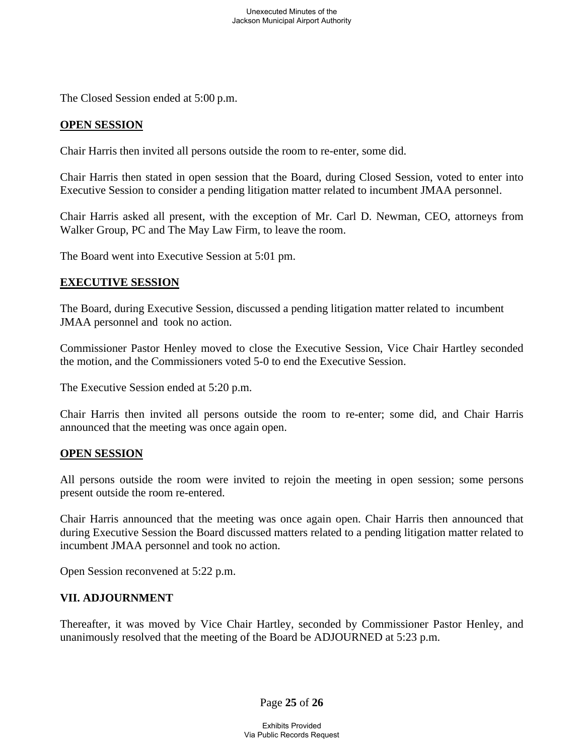The Closed Session ended at 5:00 p.m.

**OPEN SESSION**

Chair Harris then invited all persons outside the room to re-enter, some did.

Chair Harris then stated in open session that the Board, during Closed Session, voted to enter into Executive Session to consider a pending litigation matter related to incumbent JMAA personnel.

Chair Harris asked all present, with the exception of Mr. Carl D. Newman, CEO, attorneys from Walker Group, PC and The May Law Firm, to leave the room.

The Board went into Executive Session at 5:01 pm.

**EXECUTIVE SESSION**

The Board, during Executive Session, discussed a pending litigation matter related to incumbent JMAA personnel and took no action.

Commissioner Pastor Henley moved to close the Executive Session, Vice Chair Hartley seconded the motion, and the Commissioners voted 5-0 to end the Executive Session.

The Executive Session ended at 5:20 p.m.

Chair Harris then invited all persons outside the room to re-enter; some did, and Chair Harris announced that the meeting was once again open.

**OPEN SESSION**

All persons outside the room were invited to rejoin the meeting in open session; some persons present outside the room re-entered.

Chair Harris announced that the meeting was once again open. Chair Harris then announced that during Executive Session the Board discussed matters related to a pending litigation matter related to incumbent JMAA personnel and took no action.

Open Session reconvened at 5:22 p.m.

**VII. ADJOURNMENT**

Thereafter, it was moved by Vice Chair Hartley, seconded by Commissioner Pastor Henley, and unanimously resolved that the meeting of the Board be ADJOURNED at 5:23 p.m.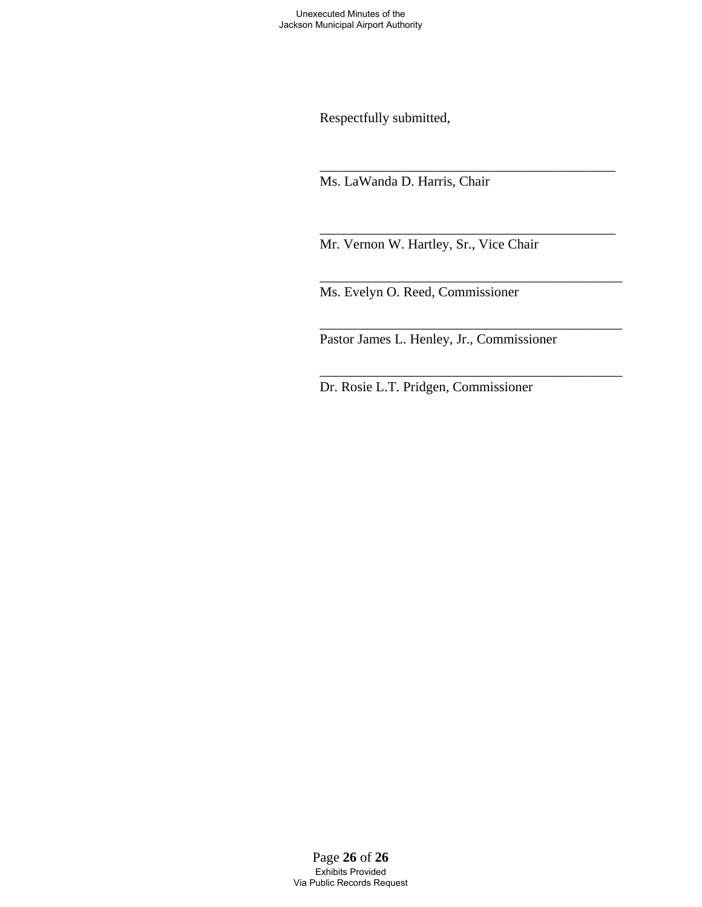Respectfully submitted,

_____________________________________________
Ms. LaWanda D. Harris, Chair

_____________________________________________
Mr. Vernon W. Hartley, Sr., Vice Chair

_____________________________________________
Ms. Evelyn O. Reed, Commissioner

_____________________________________________
Pastor James L. Henley, Jr., Commissioner

_____________________________________________
Dr. Rosie L.T. Pridgen, Commissioner